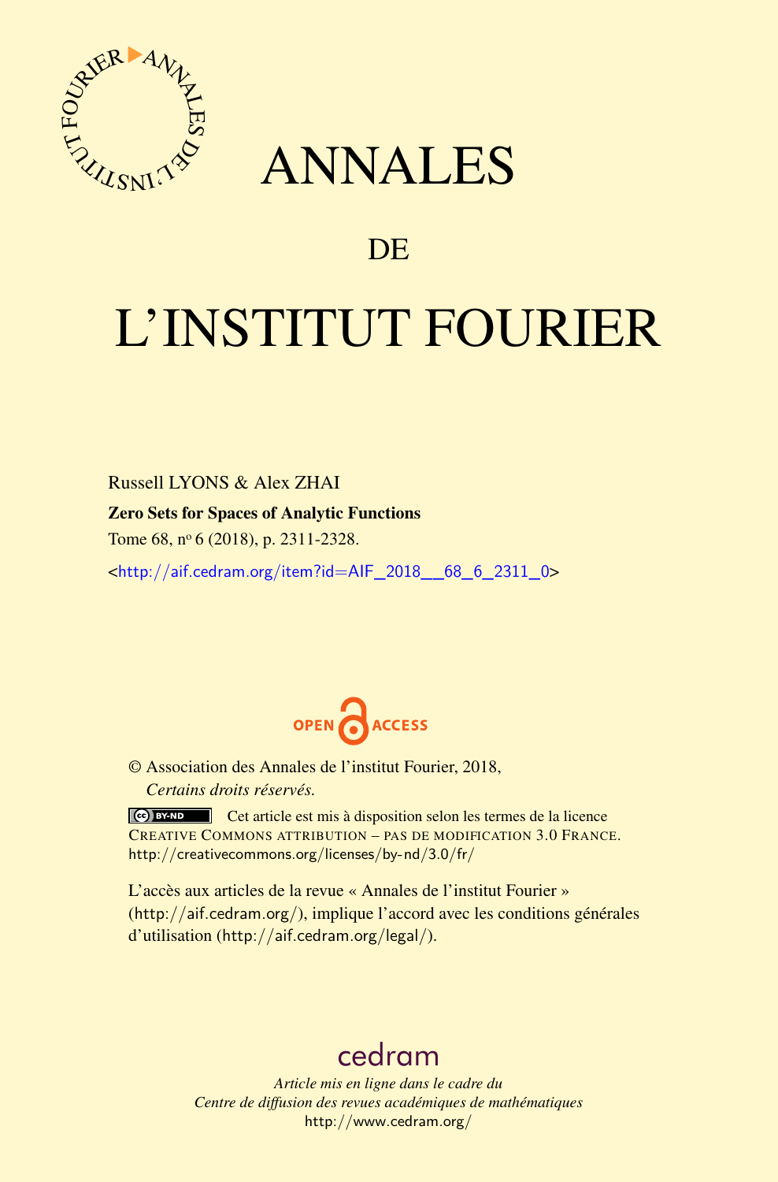# ANNALES

## DE

# L'INSTITUT FOURIER

Russell LYONS & Alex ZHAI

**Zero Sets for Spaces of Analytic Functions**

Tome 68, nº 6 (2018), p. 2311-2328.

<http://aif.cedram.org/item?id=AIF_2018__68_6_2311_0>

OPEN ACCESS

© Association des Annales de l'institut Fourier, 2018,
*Certains droits réservés.*

Cet article est mis à disposition selon les termes de la licence CREATIVE COMMONS ATTRIBUTION – PAS DE MODIFICATION 3.0 FRANCE.
http://creativecommons.org/licenses/by-nd/3.0/fr/

L'accès aux articles de la revue « Annales de l'institut Fourier » (http://aif.cedram.org/), implique l'accord avec les conditions générales d'utilisation (http://aif.cedram.org/legal/).

cedram

*Article mis en ligne dans le cadre du*
*Centre de diffusion des revues académiques de mathématiques*
http://www.cedram.org/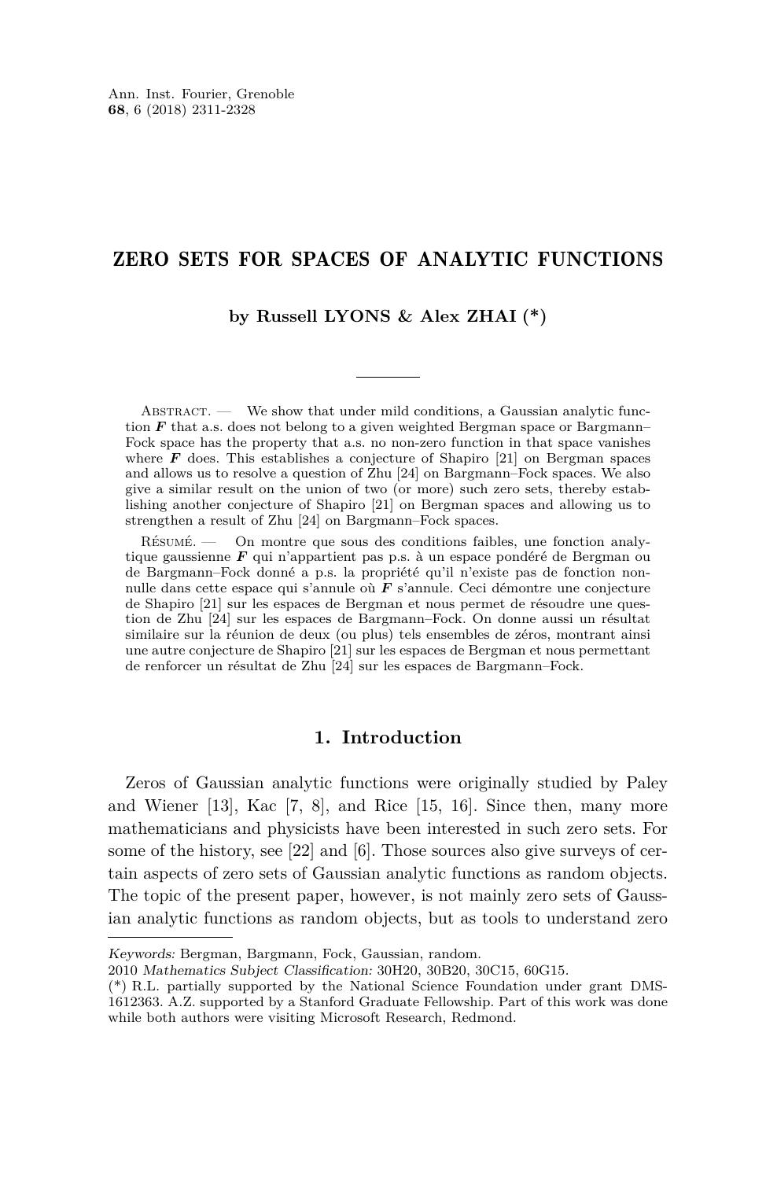# ZERO SETS FOR SPACES OF ANALYTIC FUNCTIONS

**by Russell LYONS & Alex ZHAI (*)**

Abstract. — We show that under mild conditions, a Gaussian analytic function $\boldsymbol{F}$ that a.s. does not belong to a given weighted Bergman space or Bargmann–Fock space has the property that a.s. no non-zero function in that space vanishes where $\boldsymbol{F}$ does. This establishes a conjecture of Shapiro [21] on Bergman spaces and allows us to resolve a question of Zhu [24] on Bargmann–Fock spaces. We also give a similar result on the union of two (or more) such zero sets, thereby establishing another conjecture of Shapiro [21] on Bergman spaces and allowing us to strengthen a result of Zhu [24] on Bargmann–Fock spaces.

Résumé. — On montre que sous des conditions faibles, une fonction analytique gaussienne $\boldsymbol{F}$ qui n'appartient pas p.s. à un espace pondéré de Bergman ou de Bargmann–Fock donné a p.s. la propriété qu'il n'existe pas de fonction non-nulle dans cette espace qui s'annule où $\boldsymbol{F}$ s'annule. Ceci démontre une conjecture de Shapiro [21] sur les espaces de Bergman et nous permet de résoudre une question de Zhu [24] sur les espaces de Bargmann–Fock. On donne aussi un résultat similaire sur la réunion de deux (ou plus) tels ensembles de zéros, montrant ainsi une autre conjecture de Shapiro [21] sur les espaces de Bergman et nous permettant de renforcer un résultat de Zhu [24] sur les espaces de Bargmann–Fock.

## 1. Introduction

Zeros of Gaussian analytic functions were originally studied by Paley and Wiener [13], Kac [7, 8], and Rice [15, 16]. Since then, many more mathematicians and physicists have been interested in such zero sets. For some of the history, see [22] and [6]. Those sources also give surveys of certain aspects of zero sets of Gaussian analytic functions as random objects. The topic of the present paper, however, is not mainly zero sets of Gaussian analytic functions as random objects, but as tools to understand zero

---

*Keywords:* Bergman, Bargmann, Fock, Gaussian, random.

2010 *Mathematics Subject Classification:* 30H20, 30B20, 30C15, 60G15.

(*) R.L. partially supported by the National Science Foundation under grant DMS-1612363. A.Z. supported by a Stanford Graduate Fellowship. Part of this work was done while both authors were visiting Microsoft Research, Redmond.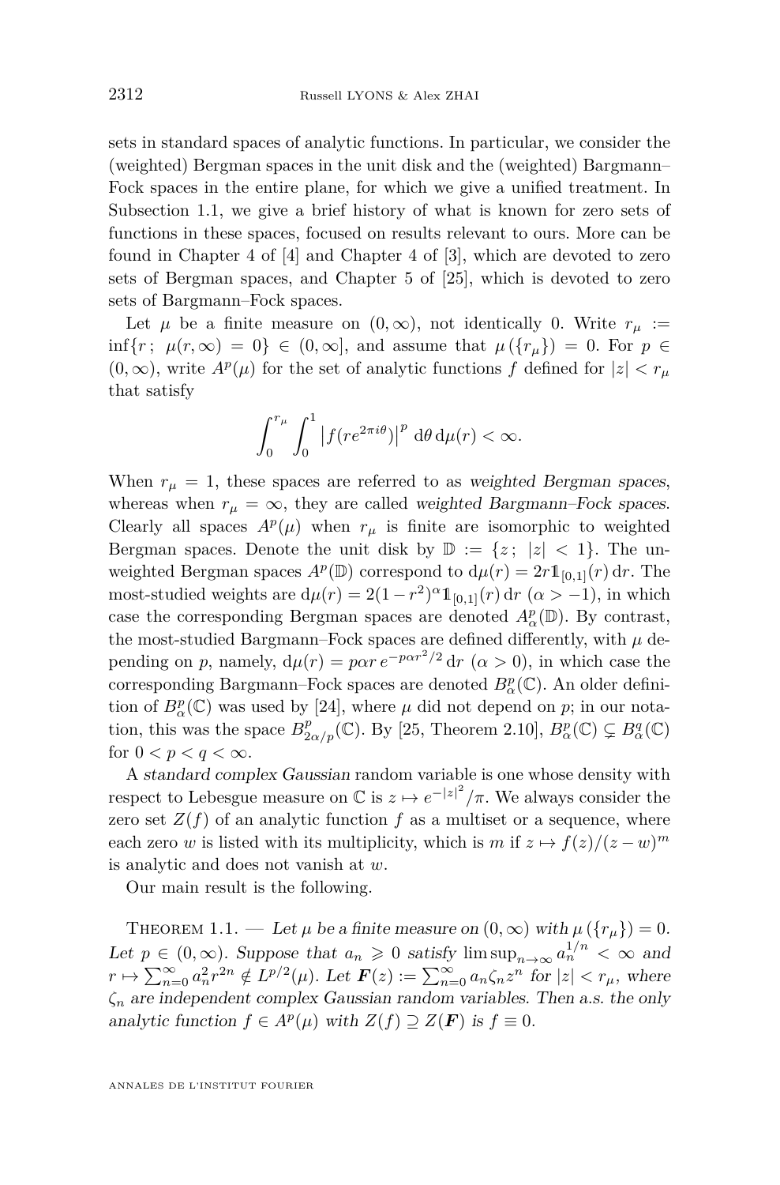sets in standard spaces of analytic functions. In particular, we consider the (weighted) Bergman spaces in the unit disk and the (weighted) Bargmann–Fock spaces in the entire plane, for which we give a unified treatment. In Subsection 1.1, we give a brief history of what is known for zero sets of functions in these spaces, focused on results relevant to ours. More can be found in Chapter 4 of [4] and Chapter 4 of [3], which are devoted to zero sets of Bergman spaces, and Chapter 5 of [25], which is devoted to zero sets of Bargmann–Fock spaces.

Let $\mu$ be a finite measure on $(0,\infty)$, not identically 0. Write $r_\mu := \inf\{r\,;\ \mu(r,\infty) = 0\} \in (0,\infty]$, and assume that $\mu(\{r_\mu\}) = 0$. For $p \in (0,\infty)$, write $A^p(\mu)$ for the set of analytic functions $f$ defined for $|z| < r_\mu$ that satisfy

$$\int_0^{r_\mu} \int_0^1 \left|f(re^{2\pi i\theta})\right|^p \,\mathrm{d}\theta \,\mathrm{d}\mu(r) < \infty.$$

When $r_\mu = 1$, these spaces are referred to as *weighted Bergman spaces*, whereas when $r_\mu = \infty$, they are called *weighted Bargmann–Fock spaces*. Clearly all spaces $A^p(\mu)$ when $r_\mu$ is finite are isomorphic to weighted Bergman spaces. Denote the unit disk by $\mathbb{D} := \{z\,;\ |z| < 1\}$. The unweighted Bergman spaces $A^p(\mathbb{D})$ correspond to $\mathrm{d}\mu(r) = 2r\mathbb{1}_{[0,1]}(r)\,\mathrm{d}r$. The most-studied weights are $\mathrm{d}\mu(r) = 2(1-r^2)^\alpha \mathbb{1}_{[0,1]}(r)\,\mathrm{d}r$ $(\alpha > -1)$, in which case the corresponding Bergman spaces are denoted $A^p_\alpha(\mathbb{D})$. By contrast, the most-studied Bargmann–Fock spaces are defined differently, with $\mu$ depending on $p$, namely, $\mathrm{d}\mu(r) = p\alpha r\, e^{-p\alpha r^2/2}\,\mathrm{d}r$ $(\alpha > 0)$, in which case the corresponding Bargmann–Fock spaces are denoted $B^p_\alpha(\mathbb{C})$. An older definition of $B^p_\alpha(\mathbb{C})$ was used by [24], where $\mu$ did not depend on $p$; in our notation, this was the space $B^p_{2\alpha/p}(\mathbb{C})$. By [25, Theorem 2.10], $B^p_\alpha(\mathbb{C}) \subsetneq B^q_\alpha(\mathbb{C})$ for $0 < p < q < \infty$.

A *standard complex Gaussian* random variable is one whose density with respect to Lebesgue measure on $\mathbb{C}$ is $z \mapsto e^{-|z|^2}/\pi$. We always consider the zero set $Z(f)$ of an analytic function $f$ as a multiset or a sequence, where each zero $w$ is listed with its multiplicity, which is $m$ if $z \mapsto f(z)/(z-w)^m$ is analytic and does not vanish at $w$.

Our main result is the following.

Theorem 1.1. — *Let $\mu$ be a finite measure on $(0,\infty)$ with $\mu(\{r_\mu\}) = 0$. Let $p \in (0,\infty)$. Suppose that $a_n \geqslant 0$ satisfy $\limsup_{n\to\infty} a_n^{1/n} < \infty$ and $r \mapsto \sum_{n=0}^\infty a_n^2 r^{2n} \notin L^{p/2}(\mu)$. Let $\boldsymbol{F}(z) := \sum_{n=0}^\infty a_n \zeta_n z^n$ for $|z| < r_\mu$, where $\zeta_n$ are independent complex Gaussian random variables. Then a.s. the only analytic function $f \in A^p(\mu)$ with $Z(f) \supseteq Z(\boldsymbol{F})$ is $f \equiv 0$.*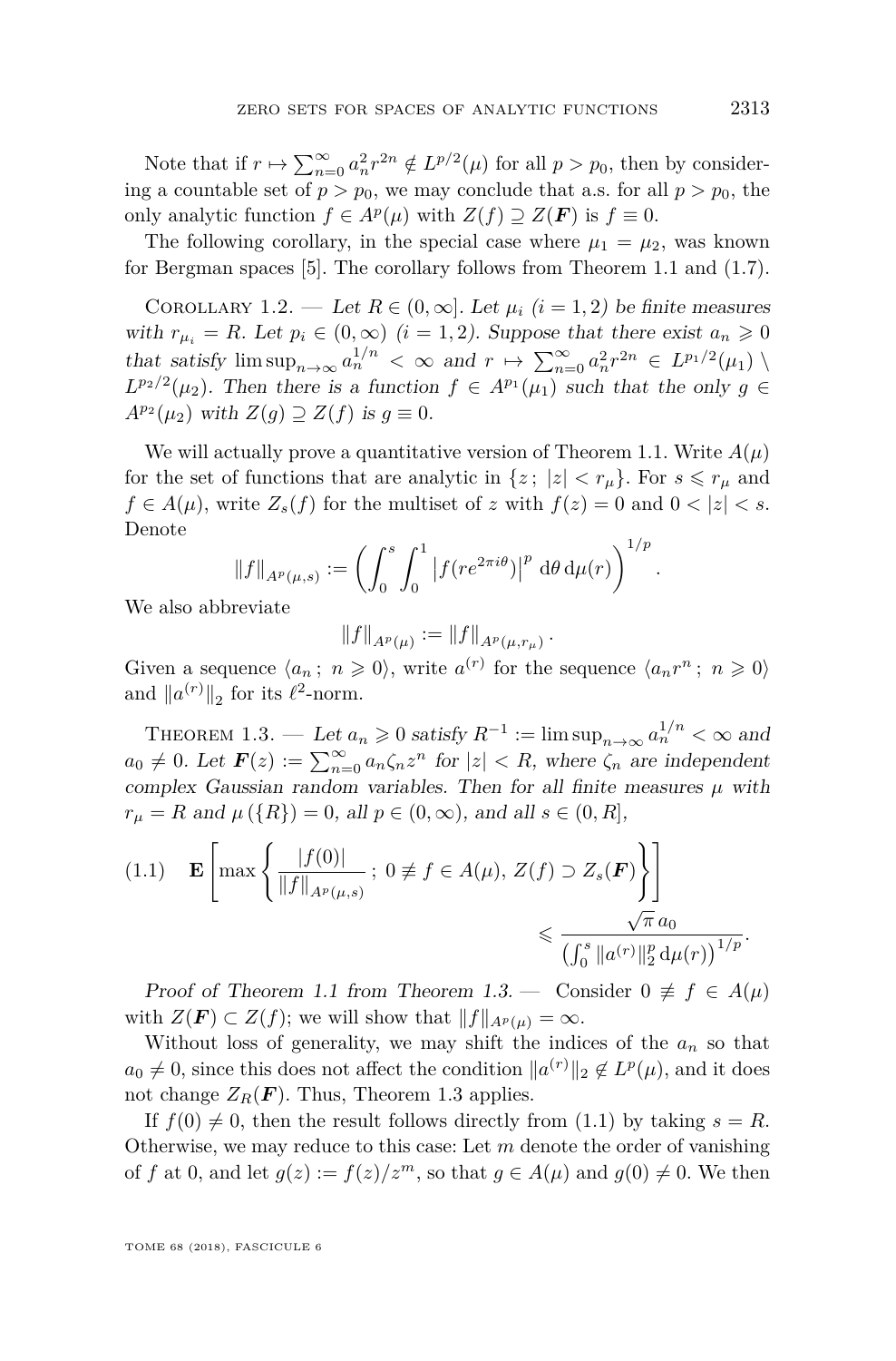Note that if $r \mapsto \sum_{n=0}^{\infty} a_n^2 r^{2n} \notin L^{p/2}(\mu)$ for all $p > p_0$, then by considering a countable set of $p > p_0$, we may conclude that a.s. for all $p > p_0$, the only analytic function $f \in A^p(\mu)$ with $Z(f) \supseteq Z(\boldsymbol{F})$ is $f \equiv 0$.

The following corollary, in the special case where $\mu_1 = \mu_2$, was known for Bergman spaces [5]. The corollary follows from Theorem 1.1 and (1.7).

Corollary 1.2. — *Let $R \in (0, \infty]$. Let $\mu_i$ $(i = 1, 2)$ be finite measures with $r_{\mu_i} = R$. Let $p_i \in (0, \infty)$ $(i = 1, 2)$. Suppose that there exist $a_n \geqslant 0$ that satisfy $\limsup_{n\to\infty} a_n^{1/n} < \infty$ and $r \mapsto \sum_{n=0}^{\infty} a_n^2 r^{2n} \in L^{p_1/2}(\mu_1) \setminus L^{p_2/2}(\mu_2)$. Then there is a function $f \in A^{p_1}(\mu_1)$ such that the only $g \in A^{p_2}(\mu_2)$ with $Z(g) \supseteq Z(f)$ is $g \equiv 0$.*

We will actually prove a quantitative version of Theorem 1.1. Write $A(\mu)$ for the set of functions that are analytic in $\{z\,;\ |z| < r_\mu\}$. For $s \leqslant r_\mu$ and $f \in A(\mu)$, write $Z_s(f)$ for the multiset of $z$ with $f(z) = 0$ and $0 < |z| < s$. Denote

$$\|f\|_{A^p(\mu,s)} := \left( \int_0^s \int_0^1 \left| f(re^{2\pi i\theta}) \right|^p \,\mathrm{d}\theta \,\mathrm{d}\mu(r) \right)^{1/p}.$$

We also abbreviate

$$\|f\|_{A^p(\mu)} := \|f\|_{A^p(\mu, r_\mu)}.$$

Given a sequence $\langle a_n\,;\ n \geqslant 0\rangle$, write $a^{(r)}$ for the sequence $\langle a_n r^n\,;\ n \geqslant 0\rangle$ and $\|a^{(r)}\|_2$ for its $\ell^2$-norm.

Theorem 1.3. — *Let $a_n \geqslant 0$ satisfy $R^{-1} := \limsup_{n\to\infty} a_n^{1/n} < \infty$ and $a_0 \neq 0$. Let $\boldsymbol{F}(z) := \sum_{n=0}^{\infty} a_n \zeta_n z^n$ for $|z| < R$, where $\zeta_n$ are independent complex Gaussian random variables. Then for all finite measures $\mu$ with $r_\mu = R$ and $\mu(\{R\}) = 0$, all $p \in (0, \infty)$, and all $s \in (0, R]$,*

$$\mathbf{E}\left[ \max\left\{ \frac{|f(0)|}{\|f\|_{A^p(\mu,s)}}\,;\ 0 \not\equiv f \in A(\mu),\, Z(f) \supset Z_s(\boldsymbol{F}) \right\} \right] \leqslant \frac{\sqrt{\pi}\, a_0}{\left( \int_0^s \|a^{(r)}\|_2^p \,\mathrm{d}\mu(r) \right)^{1/p}}. \tag{1.1}$$

*Proof of Theorem 1.1 from Theorem 1.3.* — Consider $0 \not\equiv f \in A(\mu)$ with $Z(\boldsymbol{F}) \subset Z(f)$; we will show that $\|f\|_{A^p(\mu)} = \infty$.

Without loss of generality, we may shift the indices of the $a_n$ so that $a_0 \neq 0$, since this does not affect the condition $\|a^{(r)}\|_2 \notin L^p(\mu)$, and it does not change $Z_R(\boldsymbol{F})$. Thus, Theorem 1.3 applies.

If $f(0) \neq 0$, then the result follows directly from (1.1) by taking $s = R$. Otherwise, we may reduce to this case: Let $m$ denote the order of vanishing of $f$ at 0, and let $g(z) := f(z)/z^m$, so that $g \in A(\mu)$ and $g(0) \neq 0$. We then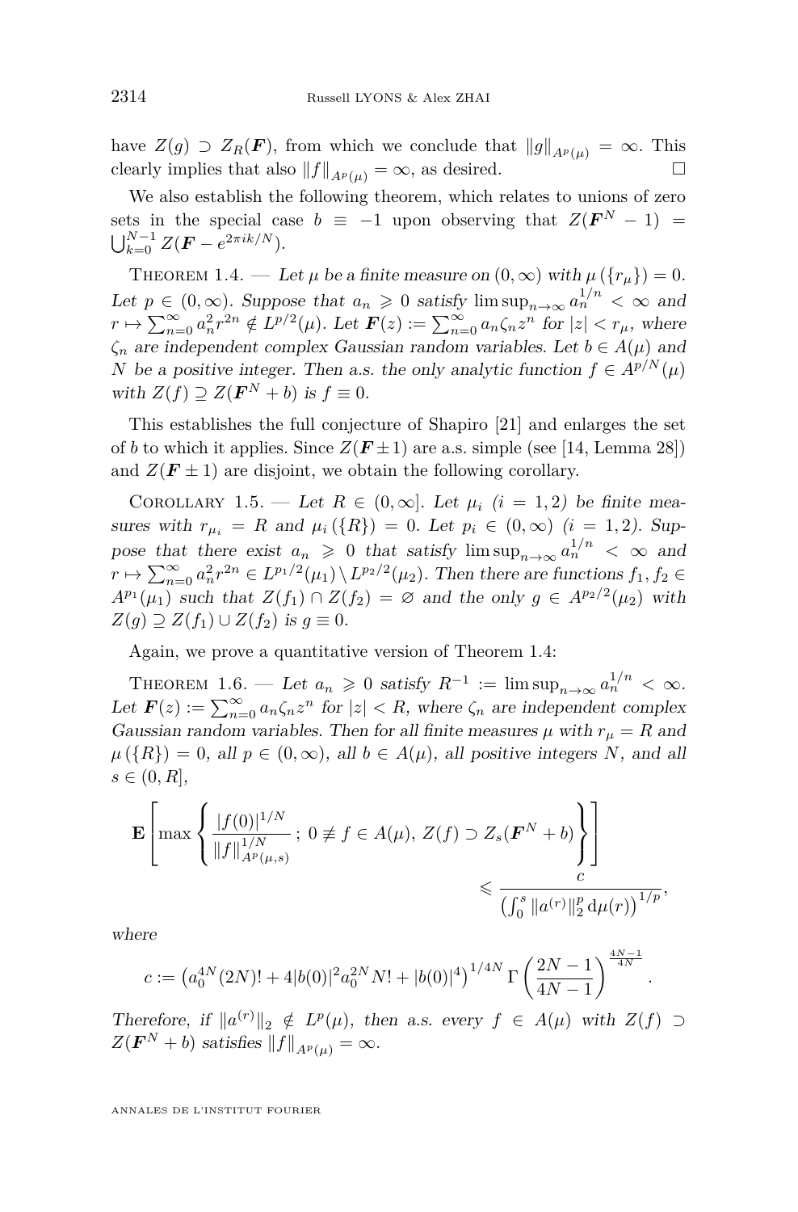have $Z(g) \supset Z_R(\boldsymbol{F})$, from which we conclude that $\|g\|_{A^p(\mu)} = \infty$. This clearly implies that also $\|f\|_{A^p(\mu)} = \infty$, as desired. $\square$

We also establish the following theorem, which relates to unions of zero sets in the special case $b \equiv -1$ upon observing that $Z(\boldsymbol{F}^N - 1) = \bigcup_{k=0}^{N-1} Z(\boldsymbol{F} - e^{2\pi i k/N})$.

Theorem 1.4. — *Let $\mu$ be a finite measure on $(0, \infty)$ with $\mu(\{r_\mu\}) = 0$. Let $p \in (0, \infty)$. Suppose that $a_n \geqslant 0$ satisfy $\limsup_{n\to\infty} a_n^{1/n} < \infty$ and $r \mapsto \sum_{n=0}^{\infty} a_n^2 r^{2n} \notin L^{p/2}(\mu)$. Let $\boldsymbol{F}(z) := \sum_{n=0}^{\infty} a_n \zeta_n z^n$ for $|z| < r_\mu$, where $\zeta_n$ are independent complex Gaussian random variables. Let $b \in A(\mu)$ and $N$ be a positive integer. Then a.s. the only analytic function $f \in A^{p/N}(\mu)$ with $Z(f) \supseteq Z(\boldsymbol{F}^N + b)$ is $f \equiv 0$.*

This establishes the full conjecture of Shapiro [21] and enlarges the set of $b$ to which it applies. Since $Z(\boldsymbol{F} \pm 1)$ are a.s. simple (see [14, Lemma 28]) and $Z(\boldsymbol{F} \pm 1)$ are disjoint, we obtain the following corollary.

Corollary 1.5. — *Let $R \in (0, \infty]$. Let $\mu_i$ $(i = 1, 2)$ be finite measures with $r_{\mu_i} = R$ and $\mu_i(\{R\}) = 0$. Let $p_i \in (0, \infty)$ $(i = 1, 2)$. Suppose that there exist $a_n \geqslant 0$ that satisfy $\limsup_{n\to\infty} a_n^{1/n} < \infty$ and $r \mapsto \sum_{n=0}^{\infty} a_n^2 r^{2n} \in L^{p_1/2}(\mu_1) \setminus L^{p_2/2}(\mu_2)$. Then there are functions $f_1, f_2 \in A^{p_1}(\mu_1)$ such that $Z(f_1) \cap Z(f_2) = \varnothing$ and the only $g \in A^{p_2/2}(\mu_2)$ with $Z(g) \supseteq Z(f_1) \cup Z(f_2)$ is $g \equiv 0$.*

Again, we prove a quantitative version of Theorem 1.4:

Theorem 1.6. — *Let $a_n \geqslant 0$ satisfy $R^{-1} := \limsup_{n\to\infty} a_n^{1/n} < \infty$. Let $\boldsymbol{F}(z) := \sum_{n=0}^{\infty} a_n \zeta_n z^n$ for $|z| < R$, where $\zeta_n$ are independent complex Gaussian random variables. Then for all finite measures $\mu$ with $r_\mu = R$ and $\mu(\{R\}) = 0$, all $p \in (0, \infty)$, all $b \in A(\mu)$, all positive integers $N$, and all $s \in (0, R]$,*

$$\mathbf{E}\left[\max\left\{\frac{|f(0)|^{1/N}}{\|f\|_{A^p(\mu,s)}^{1/N}}\,;\ 0 \not\equiv f \in A(\mu),\ Z(f) \supset Z_s(\boldsymbol{F}^N + b)\right\}\right] \leqslant \frac{c}{\left(\int_0^s \|a^{(r)}\|_2^p \,\mathrm{d}\mu(r)\right)^{1/p}},$$

*where*

$$c := \left(a_0^{4N}(2N)! + 4|b(0)|^2 a_0^{2N} N! + |b(0)|^4\right)^{1/4N} \Gamma\left(\frac{2N-1}{4N-1}\right)^{\frac{4N-1}{4N}}.$$

*Therefore, if $\|a^{(r)}\|_2 \notin L^p(\mu)$, then a.s. every $f \in A(\mu)$ with $Z(f) \supset Z(\boldsymbol{F}^N + b)$ satisfies $\|f\|_{A^p(\mu)} = \infty$.*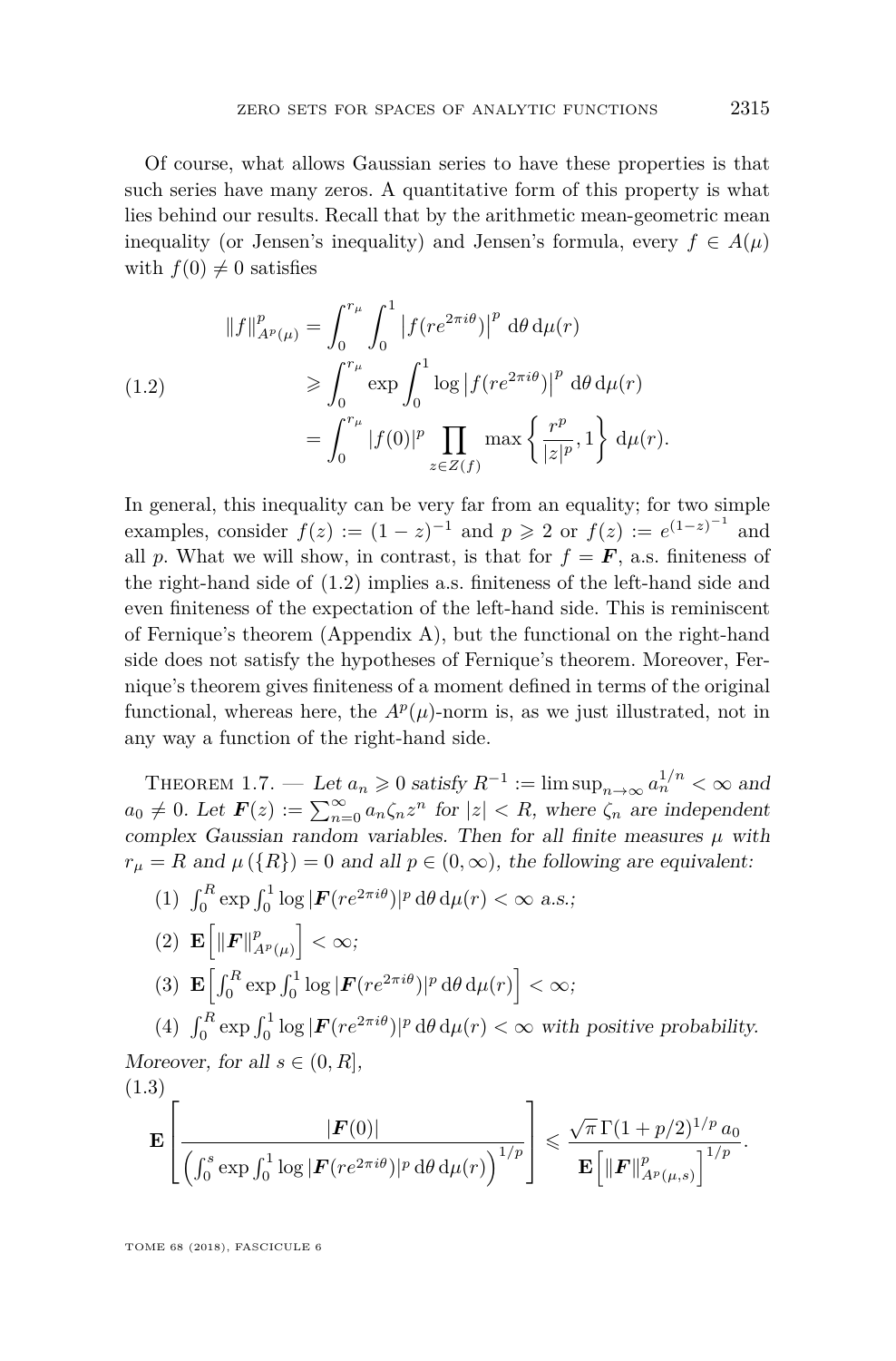Of course, what allows Gaussian series to have these properties is that such series have many zeros. A quantitative form of this property is what lies behind our results. Recall that by the arithmetic mean-geometric mean inequality (or Jensen's inequality) and Jensen's formula, every $f \in A(\mu)$ with $f(0) \neq 0$ satisfies

$$
\begin{aligned}
\|f\|_{A^p(\mu)}^p &= \int_0^{r_\mu} \int_0^1 \left|f(re^{2\pi i\theta})\right|^p \,\mathrm{d}\theta \,\mathrm{d}\mu(r) \\
&\geqslant \int_0^{r_\mu} \exp \int_0^1 \log \left|f(re^{2\pi i\theta})\right|^p \,\mathrm{d}\theta \,\mathrm{d}\mu(r) \\
&= \int_0^{r_\mu} |f(0)|^p \prod_{z \in Z(f)} \max\left\{\frac{r^p}{|z|^p}, 1\right\} \mathrm{d}\mu(r).
\end{aligned} \tag{1.2}
$$

In general, this inequality can be very far from an equality; for two simple examples, consider $f(z) := (1-z)^{-1}$ and $p \geqslant 2$ or $f(z) := e^{(1-z)^{-1}}$ and all $p$. What we will show, in contrast, is that for $f = \boldsymbol{F}$, a.s. finiteness of the right-hand side of (1.2) implies a.s. finiteness of the left-hand side and even finiteness of the expectation of the left-hand side. This is reminiscent of Fernique's theorem (Appendix A), but the functional on the right-hand side does not satisfy the hypotheses of Fernique's theorem. Moreover, Fernique's theorem gives finiteness of a moment defined in terms of the original functional, whereas here, the $A^p(\mu)$-norm is, as we just illustrated, not in any way a function of the right-hand side.

Theorem 1.7. — *Let $a_n \geqslant 0$ satisfy $R^{-1} := \limsup_{n\to\infty} a_n^{1/n} < \infty$ and $a_0 \neq 0$. Let $\boldsymbol{F}(z) := \sum_{n=0}^\infty a_n \zeta_n z^n$ for $|z| < R$, where $\zeta_n$ are independent complex Gaussian random variables. Then for all finite measures $\mu$ with $r_\mu = R$ and $\mu(\{R\}) = 0$ and all $p \in (0,\infty)$, the following are equivalent:*

(1) $\int_0^R \exp \int_0^1 \log |\boldsymbol{F}(re^{2\pi i\theta})|^p \,\mathrm{d}\theta \,\mathrm{d}\mu(r) < \infty$ *a.s.;*

(2) $\mathbf{E}\left[\|\boldsymbol{F}\|_{A^p(\mu)}^p\right] < \infty$*;*

(3) $\mathbf{E}\left[\int_0^R \exp \int_0^1 \log |\boldsymbol{F}(re^{2\pi i\theta})|^p \,\mathrm{d}\theta \,\mathrm{d}\mu(r)\right] < \infty$*;*

(4) $\int_0^R \exp \int_0^1 \log |\boldsymbol{F}(re^{2\pi i\theta})|^p \,\mathrm{d}\theta \,\mathrm{d}\mu(r) < \infty$ *with positive probability.*

*Moreover, for all $s \in (0, R]$,*

$$
\mathbf{E}\left[\frac{|\boldsymbol{F}(0)|}{\left(\int_0^s \exp \int_0^1 \log |\boldsymbol{F}(re^{2\pi i\theta})|^p \,\mathrm{d}\theta \,\mathrm{d}\mu(r)\right)^{1/p}}\right] \leqslant \frac{\sqrt{\pi}\,\Gamma(1+p/2)^{1/p}\, a_0}{\mathbf{E}\left[\|\boldsymbol{F}\|_{A^p(\mu,s)}^p\right]^{1/p}}. \tag{1.3}
$$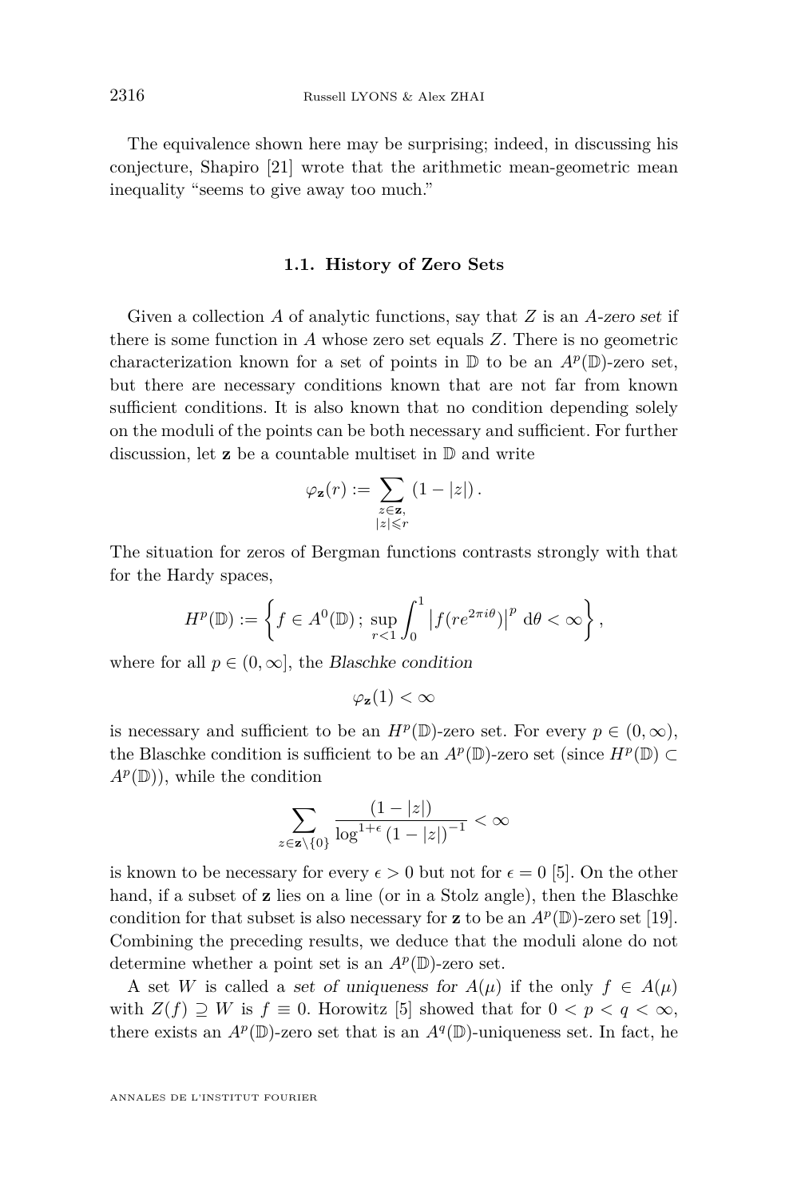The equivalence shown here may be surprising; indeed, in discussing his conjecture, Shapiro [21] wrote that the arithmetic mean-geometric mean inequality "seems to give away too much."

### 1.1. History of Zero Sets

Given a collection $A$ of analytic functions, say that $Z$ is an *$A$-zero set* if there is some function in $A$ whose zero set equals $Z$. There is no geometric characterization known for a set of points in $\mathbb{D}$ to be an $A^p(\mathbb{D})$-zero set, but there are necessary conditions known that are not far from known sufficient conditions. It is also known that no condition depending solely on the moduli of the points can be both necessary and sufficient. For further discussion, let $\mathbf{z}$ be a countable multiset in $\mathbb{D}$ and write

$$\varphi_{\mathbf{z}}(r) := \sum_{\substack{z \in \mathbf{z}, \\ |z| \leqslant r}} (1 - |z|) .$$

The situation for zeros of Bergman functions contrasts strongly with that for the Hardy spaces,

$$H^p(\mathbb{D}) := \left\{ f \in A^0(\mathbb{D}) \, ; \, \sup_{r<1} \int_0^1 \left| f(re^{2\pi i \theta}) \right|^p \, \mathrm{d}\theta < \infty \right\},$$

where for all $p \in (0, \infty]$, the *Blaschke condition*

$$\varphi_{\mathbf{z}}(1) < \infty$$

is necessary and sufficient to be an $H^p(\mathbb{D})$-zero set. For every $p \in (0, \infty)$, the Blaschke condition is sufficient to be an $A^p(\mathbb{D})$-zero set (since $H^p(\mathbb{D}) \subset A^p(\mathbb{D})$), while the condition

$$\sum_{z \in \mathbf{z} \setminus \{0\}} \frac{(1 - |z|)}{\log^{1+\epsilon} (1 - |z|)^{-1}} < \infty$$

is known to be necessary for every $\epsilon > 0$ but not for $\epsilon = 0$ [5]. On the other hand, if a subset of $\mathbf{z}$ lies on a line (or in a Stolz angle), then the Blaschke condition for that subset is also necessary for $\mathbf{z}$ to be an $A^p(\mathbb{D})$-zero set [19]. Combining the preceding results, we deduce that the moduli alone do not determine whether a point set is an $A^p(\mathbb{D})$-zero set.

A set $W$ is called a *set of uniqueness for $A(\mu)$* if the only $f \in A(\mu)$ with $Z(f) \supseteq W$ is $f \equiv 0$. Horowitz [5] showed that for $0 < p < q < \infty$, there exists an $A^p(\mathbb{D})$-zero set that is an $A^q(\mathbb{D})$-uniqueness set. In fact, he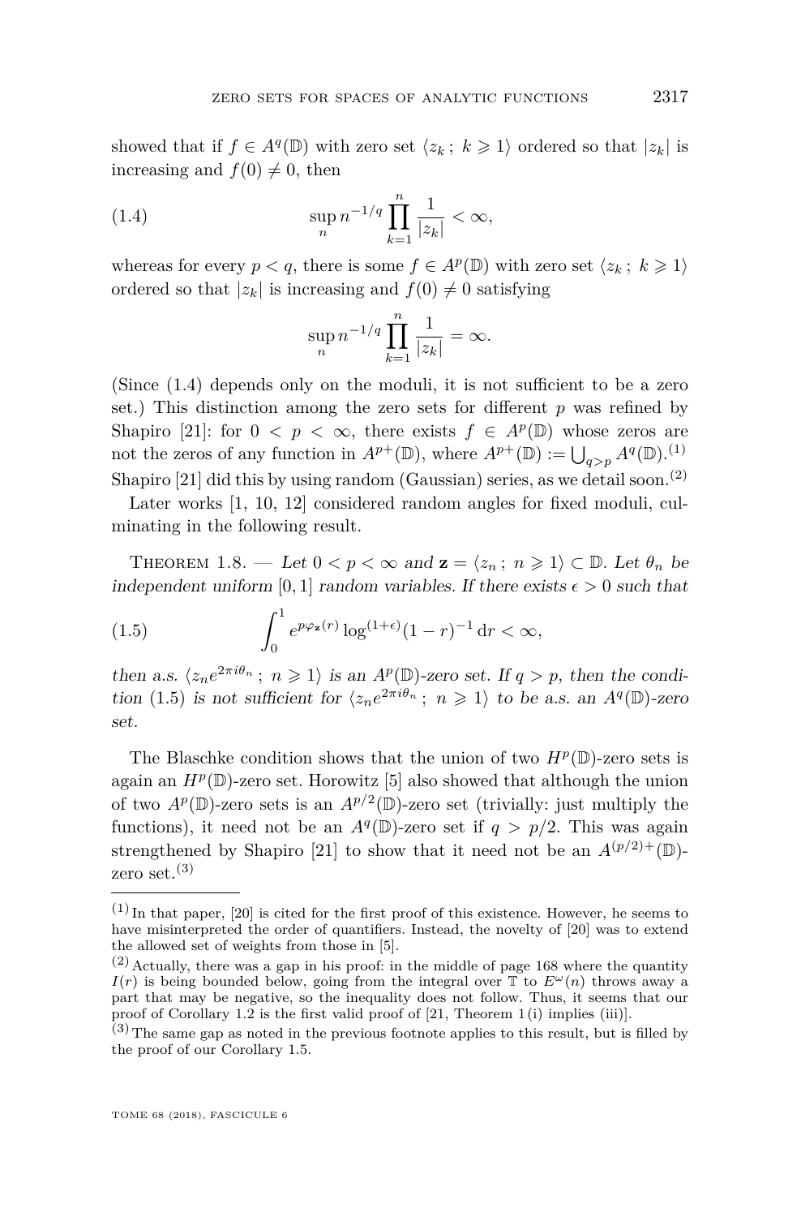showed that if $f \in A^q(\mathbb{D})$ with zero set $\langle z_k\,;\ k \geqslant 1\rangle$ ordered so that $|z_k|$ is increasing and $f(0) \neq 0$, then

$$\sup_n n^{-1/q} \prod_{k=1}^{n} \frac{1}{|z_k|} < \infty, \tag{1.4}$$

whereas for every $p < q$, there is some $f \in A^p(\mathbb{D})$ with zero set $\langle z_k\,;\ k \geqslant 1\rangle$ ordered so that $|z_k|$ is increasing and $f(0) \neq 0$ satisfying

$$\sup_n n^{-1/q} \prod_{k=1}^{n} \frac{1}{|z_k|} = \infty.$$

(Since (1.4) depends only on the moduli, it is not sufficient to be a zero set.) This distinction among the zero sets for different $p$ was refined by Shapiro [21]: for $0 < p < \infty$, there exists $f \in A^p(\mathbb{D})$ whose zeros are not the zeros of any function in $A^{p+}(\mathbb{D})$, where $A^{p+}(\mathbb{D}) := \bigcup_{q>p} A^q(\mathbb{D})$.[1] Shapiro [21] did this by using random (Gaussian) series, as we detail soon.[2]

Later works [1, 10, 12] considered random angles for fixed moduli, culminating in the following result.

Theorem 1.8. — *Let $0 < p < \infty$ and $\mathbf{z} = \langle z_n\,;\ n \geqslant 1\rangle \subset \mathbb{D}$. Let $\theta_n$ be independent uniform $[0,1]$ random variables. If there exists $\epsilon > 0$ such that*

$$\int_0^1 e^{p\varphi_{\mathbf{z}}(r)} \log^{(1+\epsilon)}(1-r)^{-1}\,\mathrm{d}r < \infty, \tag{1.5}$$

*then a.s. $\langle z_n e^{2\pi i\theta_n}\,;\ n \geqslant 1\rangle$ is an $A^p(\mathbb{D})$-zero set. If $q > p$, then the condition (1.5) is not sufficient for $\langle z_n e^{2\pi i\theta_n}\,;\ n \geqslant 1\rangle$ to be a.s. an $A^q(\mathbb{D})$-zero set.*

The Blaschke condition shows that the union of two $H^p(\mathbb{D})$-zero sets is again an $H^p(\mathbb{D})$-zero set. Horowitz [5] also showed that although the union of two $A^p(\mathbb{D})$-zero sets is an $A^{p/2}(\mathbb{D})$-zero set (trivially: just multiply the functions), it need not be an $A^q(\mathbb{D})$-zero set if $q > p/2$. This was again strengthened by Shapiro [21] to show that it need not be an $A^{(p/2)+}(\mathbb{D})$-zero set.[3]

---

[1] In that paper, [20] is cited for the first proof of this existence. However, he seems to have misinterpreted the order of quantifiers. Instead, the novelty of [20] was to extend the allowed set of weights from those in [5].

[2] Actually, there was a gap in his proof: in the middle of page 168 where the quantity $I(r)$ is being bounded below, going from the integral over $\mathbb{T}$ to $E^\omega(n)$ throws away a part that may be negative, so the inequality does not follow. Thus, it seems that our proof of Corollary 1.2 is the first valid proof of [21, Theorem 1 (i) implies (iii)].

[3] The same gap as noted in the previous footnote applies to this result, but is filled by the proof of our Corollary 1.5.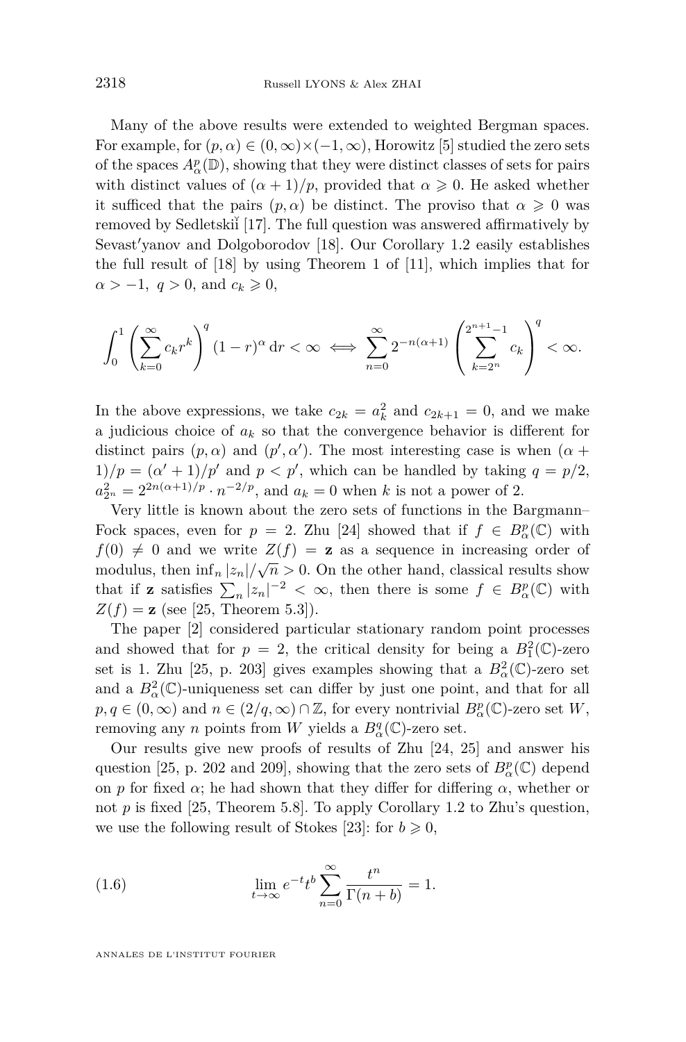Many of the above results were extended to weighted Bergman spaces. For example, for $(p, \alpha) \in (0, \infty) \times (-1, \infty)$, Horowitz [5] studied the zero sets of the spaces $A^p_\alpha(\mathbb{D})$, showing that they were distinct classes of sets for pairs with distinct values of $(\alpha + 1)/p$, provided that $\alpha \geqslant 0$. He asked whether it sufficed that the pairs $(p, \alpha)$ be distinct. The proviso that $\alpha \geqslant 0$ was removed by Sedletskiĭ [17]. The full question was answered affirmatively by Sevast′yanov and Dolgoborodov [18]. Our Corollary 1.2 easily establishes the full result of [18] by using Theorem 1 of [11], which implies that for $\alpha > -1$, $q > 0$, and $c_k \geqslant 0$,

$$\int_0^1 \left( \sum_{k=0}^\infty c_k r^k \right)^q (1 - r)^\alpha \,\mathrm{d}r < \infty \iff \sum_{n=0}^\infty 2^{-n(\alpha+1)} \left( \sum_{k=2^n}^{2^{n+1}-1} c_k \right)^q < \infty.$$

In the above expressions, we take $c_{2k} = a_k^2$ and $c_{2k+1} = 0$, and we make a judicious choice of $a_k$ so that the convergence behavior is different for distinct pairs $(p, \alpha)$ and $(p', \alpha')$. The most interesting case is when $(\alpha + 1)/p = (\alpha' + 1)/p'$ and $p < p'$, which can be handled by taking $q = p/2$, $a_{2^n}^2 = 2^{2n(\alpha+1)/p} \cdot n^{-2/p}$, and $a_k = 0$ when $k$ is not a power of 2.

Very little is known about the zero sets of functions in the Bargmann–Fock spaces, even for $p = 2$. Zhu [24] showed that if $f \in B^p_\alpha(\mathbb{C})$ with $f(0) \neq 0$ and we write $Z(f) = \mathbf{z}$ as a sequence in increasing order of modulus, then $\inf_n |z_n|/\sqrt{n} > 0$. On the other hand, classical results show that if $\mathbf{z}$ satisfies $\sum_n |z_n|^{-2} < \infty$, then there is some $f \in B^p_\alpha(\mathbb{C})$ with $Z(f) = \mathbf{z}$ (see [25, Theorem 5.3]).

The paper [2] considered particular stationary random point processes and showed that for $p = 2$, the critical density for being a $B^2_1(\mathbb{C})$-zero set is 1. Zhu [25, p. 203] gives examples showing that a $B^2_\alpha(\mathbb{C})$-zero set and a $B^2_\alpha(\mathbb{C})$-uniqueness set can differ by just one point, and that for all $p, q \in (0, \infty)$ and $n \in (2/q, \infty) \cap \mathbb{Z}$, for every nontrivial $B^p_\alpha(\mathbb{C})$-zero set $W$, removing any $n$ points from $W$ yields a $B^q_\alpha(\mathbb{C})$-zero set.

Our results give new proofs of results of Zhu [24, 25] and answer his question [25, p. 202 and 209], showing that the zero sets of $B^p_\alpha(\mathbb{C})$ depend on $p$ for fixed $\alpha$; he had shown that they differ for differing $\alpha$, whether or not $p$ is fixed [25, Theorem 5.8]. To apply Corollary 1.2 to Zhu's question, we use the following result of Stokes [23]: for $b \geqslant 0$,

$$\lim_{t\to\infty} e^{-t} t^b \sum_{n=0}^\infty \frac{t^n}{\Gamma(n + b)} = 1. \tag{1.6}$$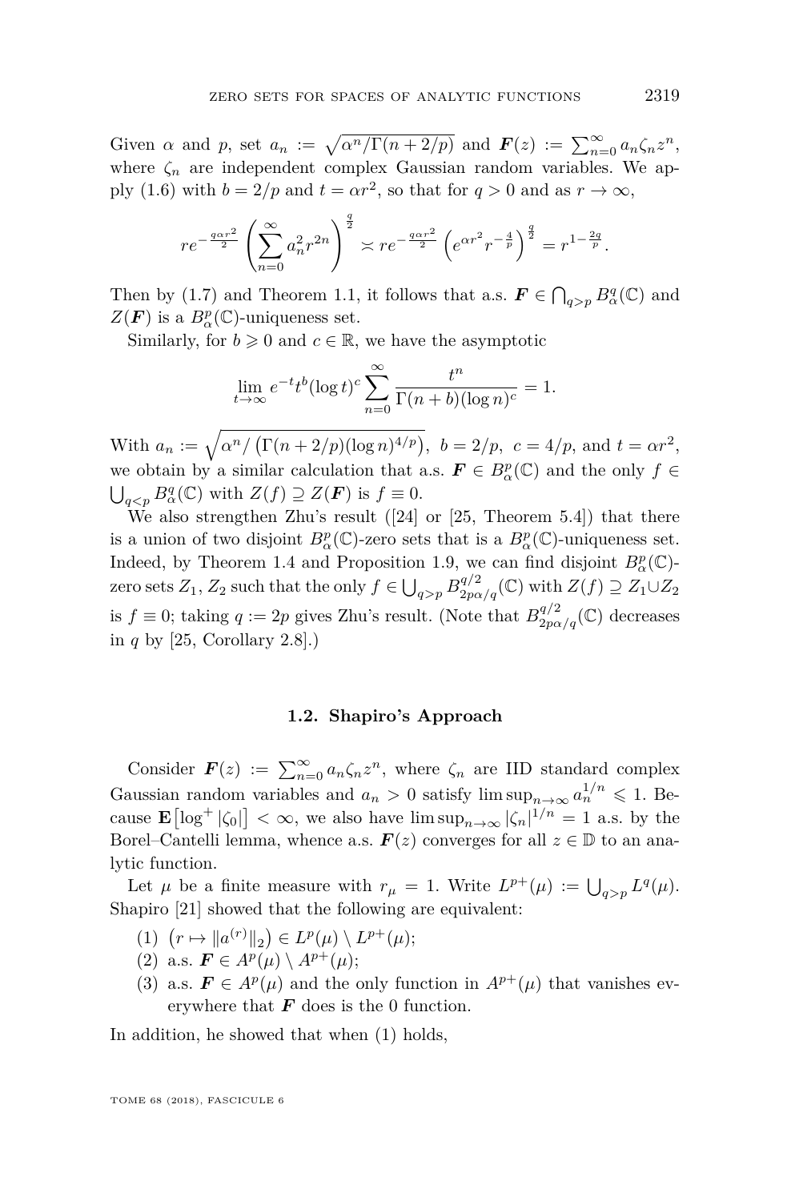Given $\alpha$ and $p$, set $a_n := \sqrt{\alpha^n/\Gamma(n+2/p)}$ and $\boldsymbol{F}(z) := \sum_{n=0}^\infty a_n \zeta_n z^n$, where $\zeta_n$ are independent complex Gaussian random variables. We apply (1.6) with $b = 2/p$ and $t = \alpha r^2$, so that for $q > 0$ and as $r \to \infty$,

$$re^{-\frac{q\alpha r^2}{2}} \left( \sum_{n=0}^\infty a_n^2 r^{2n} \right)^{\frac{q}{2}} \asymp re^{-\frac{q\alpha r^2}{2}} \left( e^{\alpha r^2} r^{-\frac{4}{p}} \right)^{\frac{q}{2}} = r^{1-\frac{2q}{p}}.$$

Then by (1.7) and Theorem 1.1, it follows that a.s. $\boldsymbol{F} \in \bigcap_{q>p} B^q_\alpha(\mathbb{C})$ and $Z(\boldsymbol{F})$ is a $B^p_\alpha(\mathbb{C})$-uniqueness set.

Similarly, for $b \geqslant 0$ and $c \in \mathbb{R}$, we have the asymptotic

$$\lim_{t\to\infty} e^{-t} t^b (\log t)^c \sum_{n=0}^\infty \frac{t^n}{\Gamma(n+b)(\log n)^c} = 1.$$

With $a_n := \sqrt{\alpha^n / \left(\Gamma(n+2/p)(\log n)^{4/p}\right)}$, $b = 2/p$, $c = 4/p$, and $t = \alpha r^2$, we obtain by a similar calculation that a.s. $\boldsymbol{F} \in B^p_\alpha(\mathbb{C})$ and the only $f \in \bigcup_{q<p} B^q_\alpha(\mathbb{C})$ with $Z(f) \supseteq Z(\boldsymbol{F})$ is $f \equiv 0$.

We also strengthen Zhu's result ([24] or [25, Theorem 5.4]) that there is a union of two disjoint $B^p_\alpha(\mathbb{C})$-zero sets that is a $B^p_\alpha(\mathbb{C})$-uniqueness set. Indeed, by Theorem 1.4 and Proposition 1.9, we can find disjoint $B^p_\alpha(\mathbb{C})$-zero sets $Z_1, Z_2$ such that the only $f \in \bigcup_{q>p} B^{q/2}_{2p\alpha/q}(\mathbb{C})$ with $Z(f) \supseteq Z_1 \cup Z_2$ is $f \equiv 0$; taking $q := 2p$ gives Zhu's result. (Note that $B^{q/2}_{2p\alpha/q}(\mathbb{C})$ decreases in $q$ by [25, Corollary 2.8].)

### 1.2. Shapiro's Approach

Consider $\boldsymbol{F}(z) := \sum_{n=0}^\infty a_n \zeta_n z^n$, where $\zeta_n$ are IID standard complex Gaussian random variables and $a_n > 0$ satisfy $\limsup_{n\to\infty} a_n^{1/n} \leqslant 1$. Because $\mathbf{E}\left[\log^+ |\zeta_0|\right] < \infty$, we also have $\limsup_{n\to\infty} |\zeta_n|^{1/n} = 1$ a.s. by the Borel–Cantelli lemma, whence a.s. $\boldsymbol{F}(z)$ converges for all $z \in \mathbb{D}$ to an analytic function.

Let $\mu$ be a finite measure with $r_\mu = 1$. Write $L^{p+}(\mu) := \bigcup_{q>p} L^q(\mu)$. Shapiro [21] showed that the following are equivalent:

1. $\left(r \mapsto \|a^{(r)}\|_2\right) \in L^p(\mu) \setminus L^{p+}(\mu)$;
2. a.s. $\boldsymbol{F} \in A^p(\mu) \setminus A^{p+}(\mu)$;
3. a.s. $\boldsymbol{F} \in A^p(\mu)$ and the only function in $A^{p+}(\mu)$ that vanishes everywhere that $\boldsymbol{F}$ does is the 0 function.

In addition, he showed that when (1) holds,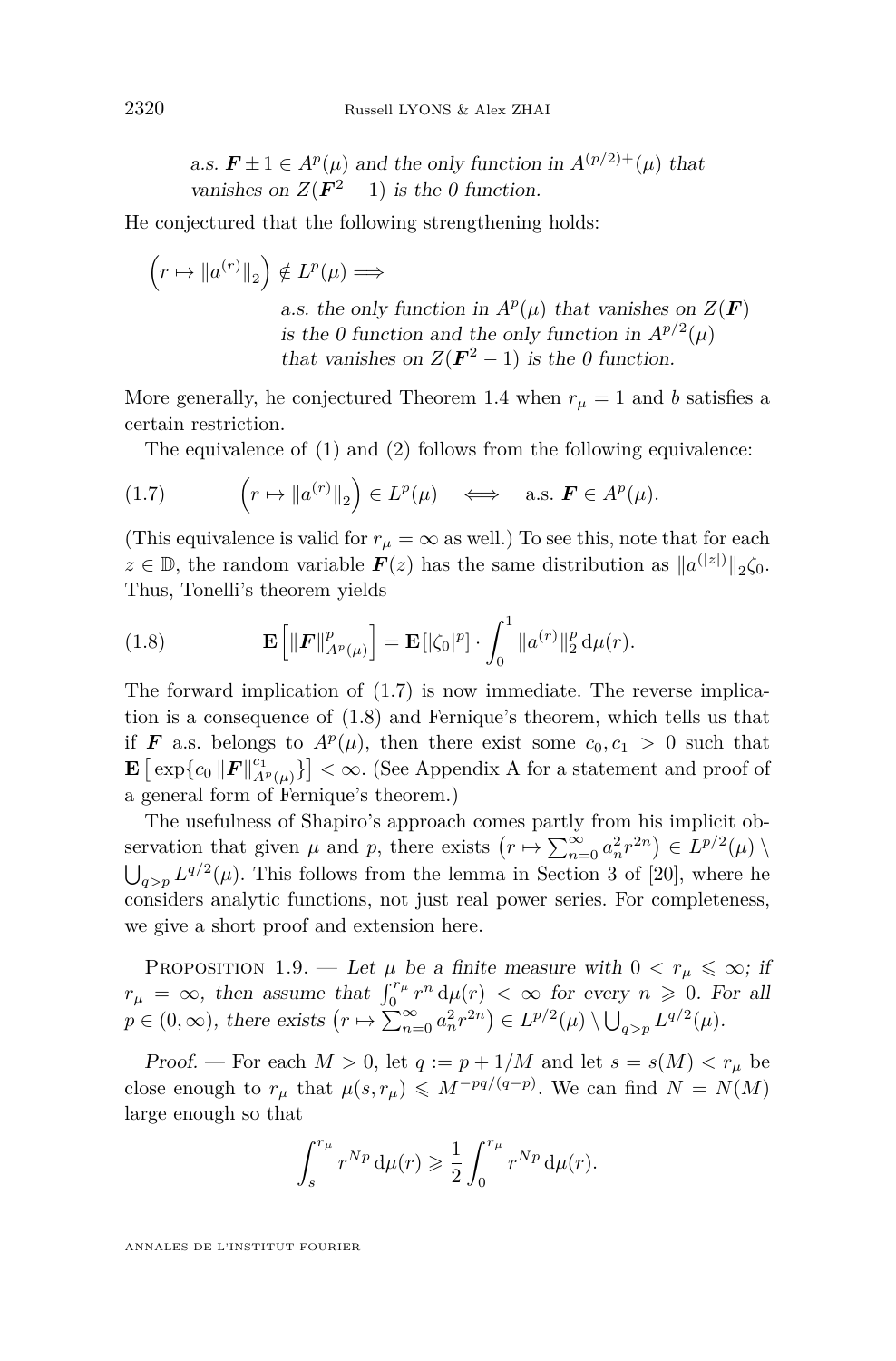*a.s. $\boldsymbol{F} \pm 1 \in A^p(\mu)$ and the only function in $A^{(p/2)+}(\mu)$ that vanishes on $Z(\boldsymbol{F}^2 - 1)$ is the 0 function.*

He conjectured that the following strengthening holds:

$\left(r \mapsto \|a^{(r)}\|_2\right) \notin L^p(\mu) \Longrightarrow$

*a.s. the only function in $A^p(\mu)$ that vanishes on $Z(\boldsymbol{F})$ is the 0 function and the only function in $A^{p/2}(\mu)$ that vanishes on $Z(\boldsymbol{F}^2 - 1)$ is the 0 function.*

More generally, he conjectured Theorem 1.4 when $r_\mu = 1$ and $b$ satisfies a certain restriction.

The equivalence of (1) and (2) follows from the following equivalence:

$$\left(r \mapsto \|a^{(r)}\|_2\right) \in L^p(\mu) \iff \text{a.s. } \boldsymbol{F} \in A^p(\mu). \tag{1.7}$$

(This equivalence is valid for $r_\mu = \infty$ as well.) To see this, note that for each $z \in \mathbb{D}$, the random variable $\boldsymbol{F}(z)$ has the same distribution as $\|a^{(|z|)}\|_2 \zeta_0$. Thus, Tonelli's theorem yields

$$\mathbf{E}\left[\|\boldsymbol{F}\|^p_{A^p(\mu)}\right] = \mathbf{E}[|\zeta_0|^p] \cdot \int_0^1 \|a^{(r)}\|_2^p \, \mathrm{d}\mu(r). \tag{1.8}$$

The forward implication of (1.7) is now immediate. The reverse implication is a consequence of (1.8) and Fernique's theorem, which tells us that if $\boldsymbol{F}$ a.s. belongs to $A^p(\mu)$, then there exist some $c_0, c_1 > 0$ such that $\mathbf{E}\left[\exp\{c_0 \|\boldsymbol{F}\|^{c_1}_{A^p(\mu)}\}\right] < \infty$. (See Appendix A for a statement and proof of a general form of Fernique's theorem.)

The usefulness of Shapiro's approach comes partly from his implicit observation that given $\mu$ and $p$, there exists $\left(r \mapsto \sum_{n=0}^\infty a_n^2 r^{2n}\right) \in L^{p/2}(\mu) \setminus \bigcup_{q>p} L^{q/2}(\mu)$. This follows from the lemma in Section 3 of [20], where he considers analytic functions, not just real power series. For completeness, we give a short proof and extension here.

Proposition 1.9. — *Let $\mu$ be a finite measure with $0 < r_\mu \leqslant \infty$; if $r_\mu = \infty$, then assume that $\int_0^{r_\mu} r^n \, \mathrm{d}\mu(r) < \infty$ for every $n \geqslant 0$. For all $p \in (0, \infty)$, there exists $\left(r \mapsto \sum_{n=0}^\infty a_n^2 r^{2n}\right) \in L^{p/2}(\mu) \setminus \bigcup_{q>p} L^{q/2}(\mu)$.*

*Proof.* — For each $M > 0$, let $q := p + 1/M$ and let $s = s(M) < r_\mu$ be close enough to $r_\mu$ that $\mu(s, r_\mu) \leqslant M^{-pq/(q-p)}$. We can find $N = N(M)$ large enough so that

$$\int_s^{r_\mu} r^{Np} \, \mathrm{d}\mu(r) \geqslant \frac{1}{2} \int_0^{r_\mu} r^{Np} \, \mathrm{d}\mu(r).$$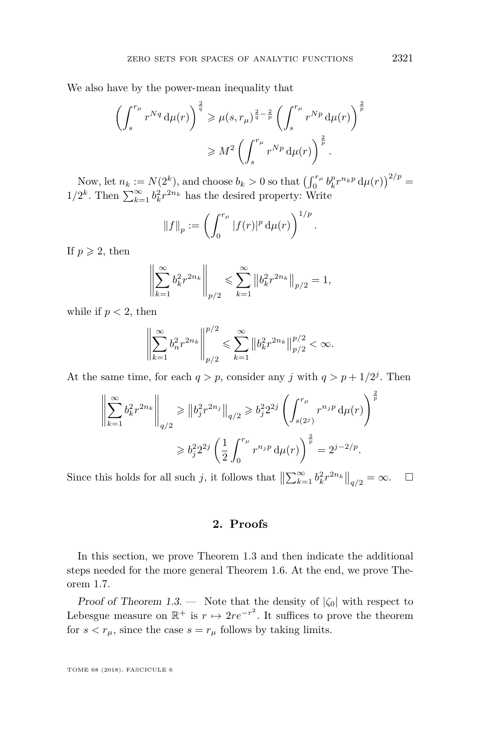We also have by the power-mean inequality that

$$\left(\int_s^{r_\mu} r^{Nq}\,\mathrm{d}\mu(r)\right)^{\frac{2}{q}} \geqslant \mu(s,r_\mu)^{\frac{2}{q}-\frac{2}{p}}\left(\int_s^{r_\mu} r^{Np}\,\mathrm{d}\mu(r)\right)^{\frac{2}{p}}$$
$$\geqslant M^2\left(\int_s^{r_\mu} r^{Np}\,\mathrm{d}\mu(r)\right)^{\frac{2}{p}}.$$

Now, let $n_k := N(2^k)$, and choose $b_k > 0$ so that $\left(\int_0^{r_\mu} b_k^p r^{n_k p}\,\mathrm{d}\mu(r)\right)^{2/p} = 1/2^k$. Then $\sum_{k=1}^\infty b_k^2 r^{2n_k}$ has the desired property: Write

$$\|f\|_p := \left(\int_0^{r_\mu} |f(r)|^p\,\mathrm{d}\mu(r)\right)^{1/p}.$$

If $p \geqslant 2$, then

$$\left\|\sum_{k=1}^\infty b_k^2 r^{2n_k}\right\|_{p/2} \leqslant \sum_{k=1}^\infty \left\|b_k^2 r^{2n_k}\right\|_{p/2} = 1,$$

while if $p < 2$, then

$$\left\|\sum_{k=1}^\infty b_n^2 r^{2n_k}\right\|_{p/2}^{p/2} \leqslant \sum_{k=1}^\infty \left\|b_k^2 r^{2n_k}\right\|_{p/2}^{p/2} < \infty.$$

At the same time, for each $q > p$, consider any $j$ with $q > p + 1/2^j$. Then

$$\left\|\sum_{k=1}^\infty b_k^2 r^{2n_k}\right\|_{q/2} \geqslant \left\|b_j^2 r^{2n_j}\right\|_{q/2} \geqslant b_j^2 2^{2j}\left(\int_{s(2^j)}^{r_\mu} r^{n_j p}\,\mathrm{d}\mu(r)\right)^{\frac{2}{p}}$$
$$\geqslant b_j^2 2^{2j}\left(\frac{1}{2}\int_0^{r_\mu} r^{n_j p}\,\mathrm{d}\mu(r)\right)^{\frac{2}{p}} = 2^{j-2/p}.$$

Since this holds for all such $j$, it follows that $\left\|\sum_{k=1}^\infty b_k^2 r^{2n_k}\right\|_{q/2} = \infty$. $\square$

## 2. Proofs

In this section, we prove Theorem 1.3 and then indicate the additional steps needed for the more general Theorem 1.6. At the end, we prove Theorem 1.7.

*Proof of Theorem 1.3.* — Note that the density of $|\zeta_0|$ with respect to Lebesgue measure on $\mathbb{R}^+$ is $r \mapsto 2re^{-r^2}$. It suffices to prove the theorem for $s < r_\mu$, since the case $s = r_\mu$ follows by taking limits.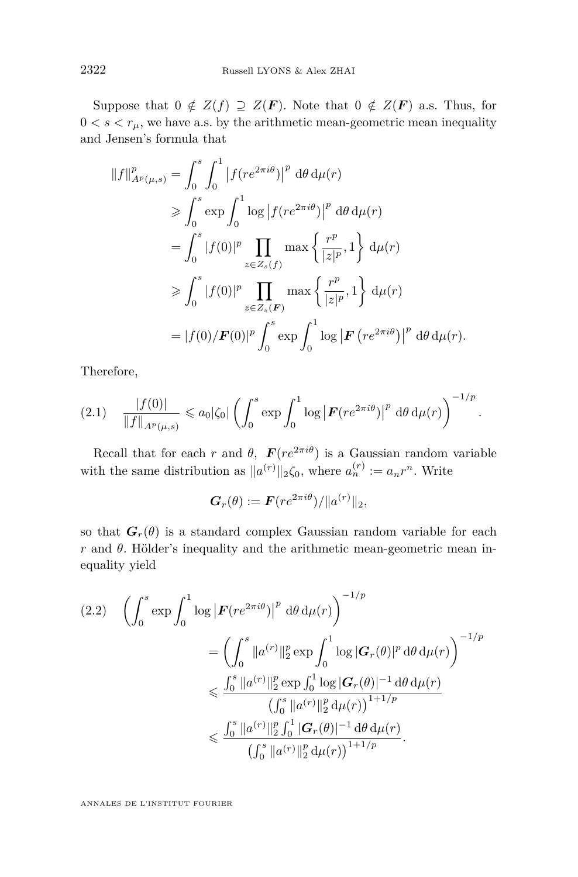Suppose that $0 \notin Z(f) \supseteq Z(\boldsymbol{F})$. Note that $0 \notin Z(\boldsymbol{F})$ a.s. Thus, for $0 < s < r_\mu$, we have a.s. by the arithmetic mean-geometric mean inequality and Jensen's formula that

$$
\begin{aligned}
\|f\|^p_{A^p(\mu,s)} &= \int_0^s \int_0^1 \left|f(re^{2\pi i\theta})\right|^p \,\mathrm{d}\theta\,\mathrm{d}\mu(r) \\
&\geqslant \int_0^s \exp \int_0^1 \log\left|f(re^{2\pi i\theta})\right|^p \,\mathrm{d}\theta\,\mathrm{d}\mu(r) \\
&= \int_0^s |f(0)|^p \prod_{z\in Z_s(f)} \max\left\{\frac{r^p}{|z|^p}, 1\right\} \mathrm{d}\mu(r) \\
&\geqslant \int_0^s |f(0)|^p \prod_{z\in Z_s(\boldsymbol{F})} \max\left\{\frac{r^p}{|z|^p}, 1\right\} \mathrm{d}\mu(r) \\
&= |f(0)/\boldsymbol{F}(0)|^p \int_0^s \exp\int_0^1 \log\left|\boldsymbol{F}\left(re^{2\pi i\theta}\right)\right|^p \,\mathrm{d}\theta\,\mathrm{d}\mu(r).
\end{aligned}
$$

Therefore,

$$
\frac{|f(0)|}{\|f\|_{A^p(\mu,s)}} \leqslant a_0|\zeta_0| \left(\int_0^s \exp\int_0^1 \log\left|\boldsymbol{F}(re^{2\pi i\theta})\right|^p \,\mathrm{d}\theta\,\mathrm{d}\mu(r)\right)^{-1/p}. \tag{2.1}
$$

Recall that for each $r$ and $\theta$, $\boldsymbol{F}(re^{2\pi i\theta})$ is a Gaussian random variable with the same distribution as $\|a^{(r)}\|_2\zeta_0$, where $a_n^{(r)} := a_n r^n$. Write

$$
\boldsymbol{G}_r(\theta) := \boldsymbol{F}(re^{2\pi i\theta})/\|a^{(r)}\|_2,
$$

so that $\boldsymbol{G}_r(\theta)$ is a standard complex Gaussian random variable for each $r$ and $\theta$. Hölder's inequality and the arithmetic mean-geometric mean inequality yield

$$
\begin{aligned}
&\left(\int_0^s \exp\int_0^1 \log\left|\boldsymbol{F}(re^{2\pi i\theta})\right|^p \,\mathrm{d}\theta\,\mathrm{d}\mu(r)\right)^{-1/p} \\
&\qquad = \left(\int_0^s \|a^{(r)}\|_2^p \exp\int_0^1 \log|\boldsymbol{G}_r(\theta)|^p \,\mathrm{d}\theta\,\mathrm{d}\mu(r)\right)^{-1/p} \\
&\qquad \leqslant \frac{\int_0^s \|a^{(r)}\|_2^p \exp\int_0^1 \log|\boldsymbol{G}_r(\theta)|^{-1} \,\mathrm{d}\theta\,\mathrm{d}\mu(r)}{\left(\int_0^s \|a^{(r)}\|_2^p \,\mathrm{d}\mu(r)\right)^{1+1/p}} \\
&\qquad \leqslant \frac{\int_0^s \|a^{(r)}\|_2^p \int_0^1 |\boldsymbol{G}_r(\theta)|^{-1} \,\mathrm{d}\theta\,\mathrm{d}\mu(r)}{\left(\int_0^s \|a^{(r)}\|_2^p \,\mathrm{d}\mu(r)\right)^{1+1/p}}.
\end{aligned} \tag{2.2}
$$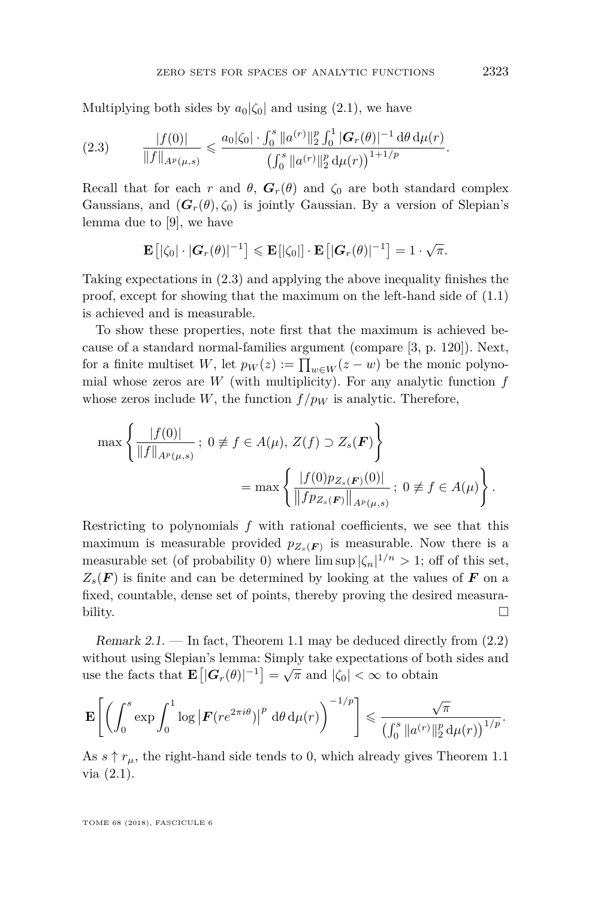Multiplying both sides by $a_0|\zeta_0|$ and using (2.1), we have

$$\frac{|f(0)|}{\|f\|_{A^p(\mu,s)}} \leqslant \frac{a_0|\zeta_0| \cdot \int_0^s \|a^{(r)}\|_2^p \int_0^1 |\boldsymbol{G}_r(\theta)|^{-1}\,\mathrm{d}\theta\,\mathrm{d}\mu(r)}{\left(\int_0^s \|a^{(r)}\|_2^p\,\mathrm{d}\mu(r)\right)^{1+1/p}}. \tag{2.3}$$

Recall that for each $r$ and $\theta$, $\boldsymbol{G}_r(\theta)$ and $\zeta_0$ are both standard complex Gaussians, and $(\boldsymbol{G}_r(\theta), \zeta_0)$ is jointly Gaussian. By a version of Slepian's lemma due to [9], we have

$$\mathbf{E}\left[|\zeta_0| \cdot |\boldsymbol{G}_r(\theta)|^{-1}\right] \leqslant \mathbf{E}\left[|\zeta_0|\right] \cdot \mathbf{E}\left[|\boldsymbol{G}_r(\theta)|^{-1}\right] = 1 \cdot \sqrt{\pi}.$$

Taking expectations in (2.3) and applying the above inequality finishes the proof, except for showing that the maximum on the left-hand side of (1.1) is achieved and is measurable.

To show these properties, note first that the maximum is achieved because of a standard normal-families argument (compare [3, p. 120]). Next, for a finite multiset $W$, let $p_W(z) := \prod_{w\in W}(z-w)$ be the monic polynomial whose zeros are $W$ (with multiplicity). For any analytic function $f$ whose zeros include $W$, the function $f/p_W$ is analytic. Therefore,

$$\max\left\{\frac{|f(0)|}{\|f\|_{A^p(\mu,s)}}\,;\ 0 \not\equiv f \in A(\mu),\ Z(f) \supset Z_s(\boldsymbol{F})\right\} = \max\left\{\frac{|f(0)p_{Z_s(\boldsymbol{F})}(0)|}{\left\|fp_{Z_s(\boldsymbol{F})}\right\|_{A^p(\mu,s)}}\,;\ 0 \not\equiv f \in A(\mu)\right\}.$$

Restricting to polynomials $f$ with rational coefficients, we see that this maximum is measurable provided $p_{Z_s(\boldsymbol{F})}$ is measurable. Now there is a measurable set (of probability 0) where $\limsup |\zeta_n|^{1/n} > 1$; off of this set, $Z_s(\boldsymbol{F})$ is finite and can be determined by looking at the values of $\boldsymbol{F}$ on a fixed, countable, dense set of points, thereby proving the desired measurability. $\square$

*Remark 2.1.* — In fact, Theorem 1.1 may be deduced directly from (2.2) without using Slepian's lemma: Simply take expectations of both sides and use the facts that $\mathbf{E}\left[|\boldsymbol{G}_r(\theta)|^{-1}\right] = \sqrt{\pi}$ and $|\zeta_0| < \infty$ to obtain

$$\mathbf{E}\left[\left(\int_0^s \exp\int_0^1 \log\left|\boldsymbol{F}(re^{2\pi i\theta})\right|^p\,\mathrm{d}\theta\,\mathrm{d}\mu(r)\right)^{-1/p}\right] \leqslant \frac{\sqrt{\pi}}{\left(\int_0^s \|a^{(r)}\|_2^p\,\mathrm{d}\mu(r)\right)^{1/p}}.$$

As $s \uparrow r_\mu$, the right-hand side tends to 0, which already gives Theorem 1.1 via (2.1).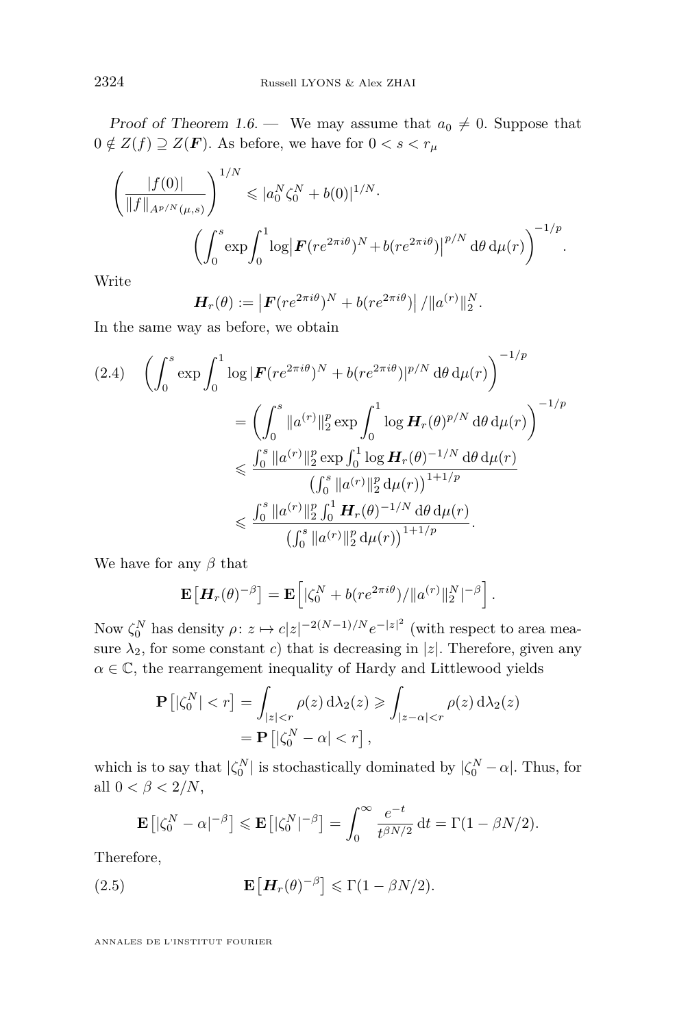*Proof of Theorem 1.6.* — We may assume that $a_0 \neq 0$. Suppose that $0 \notin Z(f) \supseteq Z(\boldsymbol{F})$. As before, we have for $0 < s < r_\mu$

$$
\left(\frac{|f(0)|}{\|f\|_{A^{p/N}(\mu,s)}}\right)^{1/N} \leqslant |a_0^N \zeta_0^N + b(0)|^{1/N} \cdot \left(\int_0^s \exp \int_0^1 \log\left|\boldsymbol{F}(re^{2\pi i\theta})^N + b(re^{2\pi i\theta})\right|^{p/N} \mathrm{d}\theta \, \mathrm{d}\mu(r)\right)^{-1/p}.
$$

Write

$$
\boldsymbol{H}_r(\theta) := \left|\boldsymbol{F}(re^{2\pi i\theta})^N + b(re^{2\pi i\theta})\right| / \|a^{(r)}\|_2^N.
$$

In the same way as before, we obtain

$$
\begin{aligned}
(2.4) \quad \left(\int_0^s \exp \int_0^1 \log |\boldsymbol{F}(re^{2\pi i\theta})^N + b(re^{2\pi i\theta})|^{p/N} \, \mathrm{d}\theta \, \mathrm{d}\mu(r)\right)^{-1/p} \\
&= \left(\int_0^s \|a^{(r)}\|_2^p \exp \int_0^1 \log \boldsymbol{H}_r(\theta)^{p/N} \, \mathrm{d}\theta \, \mathrm{d}\mu(r)\right)^{-1/p} \\
&\leqslant \frac{\int_0^s \|a^{(r)}\|_2^p \exp \int_0^1 \log \boldsymbol{H}_r(\theta)^{-1/N} \, \mathrm{d}\theta \, \mathrm{d}\mu(r)}{\left(\int_0^s \|a^{(r)}\|_2^p \, \mathrm{d}\mu(r)\right)^{1+1/p}} \\
&\leqslant \frac{\int_0^s \|a^{(r)}\|_2^p \int_0^1 \boldsymbol{H}_r(\theta)^{-1/N} \, \mathrm{d}\theta \, \mathrm{d}\mu(r)}{\left(\int_0^s \|a^{(r)}\|_2^p \, \mathrm{d}\mu(r)\right)^{1+1/p}}.
\end{aligned}
$$

We have for any $\beta$ that

$$
\mathbf{E}\left[\boldsymbol{H}_r(\theta)^{-\beta}\right] = \mathbf{E}\left[|\zeta_0^N + b(re^{2\pi i\theta})/\|a^{(r)}\|_2^N|^{-\beta}\right].
$$

Now $\zeta_0^N$ has density $\rho\colon z \mapsto c|z|^{-2(N-1)/N} e^{-|z|^2}$ (with respect to area measure $\lambda_2$, for some constant $c$) that is decreasing in $|z|$. Therefore, given any $\alpha \in \mathbb{C}$, the rearrangement inequality of Hardy and Littlewood yields

$$
\begin{aligned}
\mathbf{P}\left[|\zeta_0^N| < r\right] &= \int_{|z|<r} \rho(z) \, \mathrm{d}\lambda_2(z) \geqslant \int_{|z-\alpha|<r} \rho(z) \, \mathrm{d}\lambda_2(z) \\
&= \mathbf{P}\left[|\zeta_0^N - \alpha| < r\right],
\end{aligned}
$$

which is to say that $|\zeta_0^N|$ is stochastically dominated by $|\zeta_0^N - \alpha|$. Thus, for all $0 < \beta < 2/N$,

$$
\mathbf{E}\left[|\zeta_0^N - \alpha|^{-\beta}\right] \leqslant \mathbf{E}\left[|\zeta_0^N|^{-\beta}\right] = \int_0^\infty \frac{e^{-t}}{t^{\beta N/2}} \, \mathrm{d}t = \Gamma(1 - \beta N/2).
$$

Therefore,

$$
(2.5) \qquad \mathbf{E}\left[\boldsymbol{H}_r(\theta)^{-\beta}\right] \leqslant \Gamma(1 - \beta N/2).
$$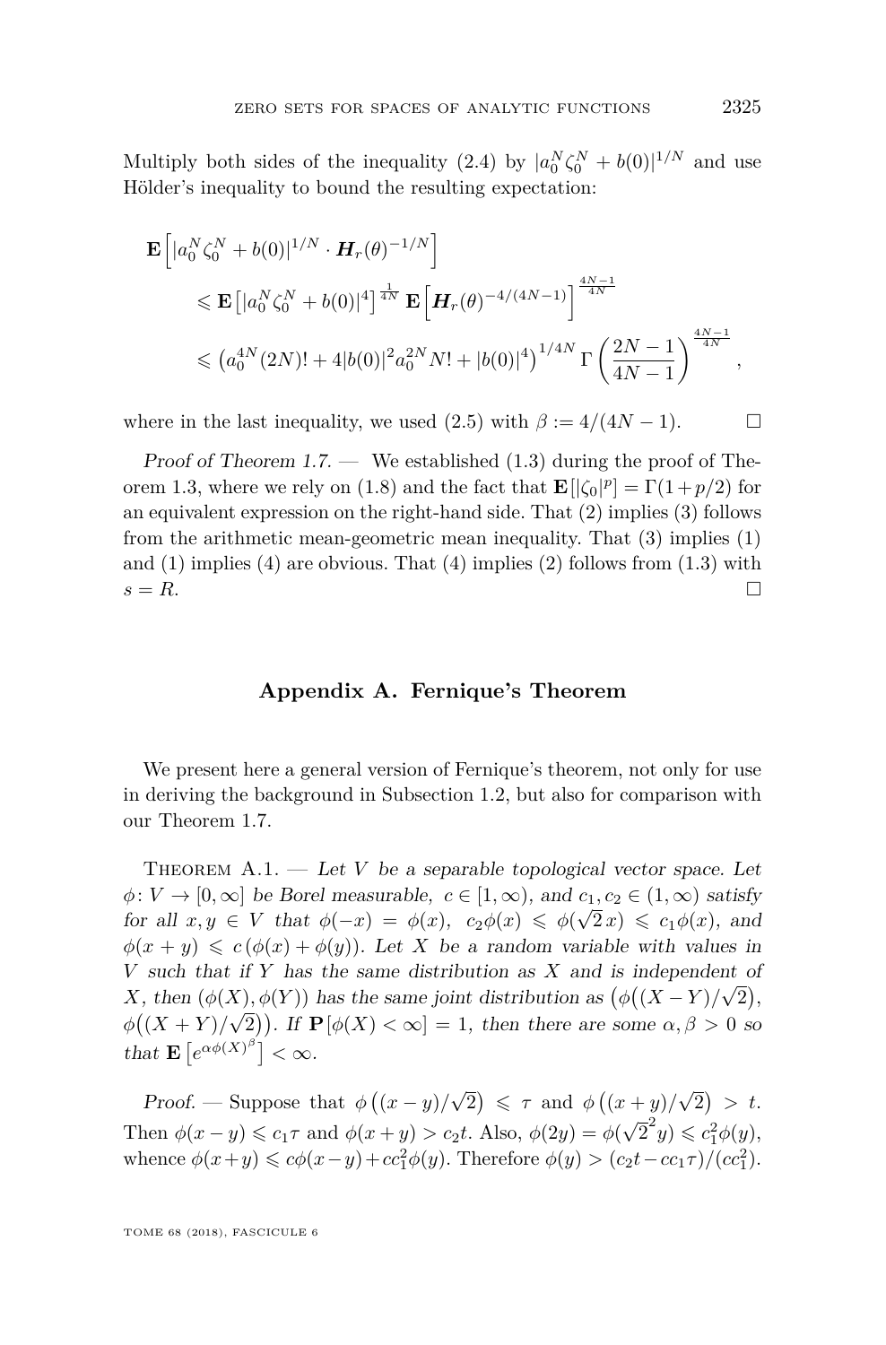Multiply both sides of the inequality (2.4) by $|a_0^N \zeta_0^N + b(0)|^{1/N}$ and use Hölder's inequality to bound the resulting expectation:

$$
\begin{aligned}
\mathbf{E}\Big[|a_0^N\zeta_0^N + b(0)|^{1/N} \cdot \boldsymbol{H}_r(\theta)^{-1/N}\Big] \\
&\leqslant \mathbf{E}\big[|a_0^N\zeta_0^N + b(0)|^4\big]^{\frac{1}{4N}}\, \mathbf{E}\Big[\boldsymbol{H}_r(\theta)^{-4/(4N-1)}\Big]^{\frac{4N-1}{4N}} \\
&\leqslant \big(a_0^{4N}(2N)! + 4|b(0)|^2 a_0^{2N} N! + |b(0)|^4\big)^{1/4N}\, \Gamma\left(\frac{2N-1}{4N-1}\right)^{\frac{4N-1}{4N}},
\end{aligned}
$$

where in the last inequality, we used (2.5) with $\beta := 4/(4N-1)$. □

*Proof of Theorem 1.7.* — We established (1.3) during the proof of Theorem 1.3, where we rely on (1.8) and the fact that $\mathbf{E}[|\zeta_0|^p] = \Gamma(1+p/2)$ for an equivalent expression on the right-hand side. That (2) implies (3) follows from the arithmetic mean-geometric mean inequality. That (3) implies (1) and (1) implies (4) are obvious. That (4) implies (2) follows from (1.3) with $s = R$. □

## Appendix A. Fernique's Theorem

We present here a general version of Fernique's theorem, not only for use in deriving the background in Subsection 1.2, but also for comparison with our Theorem 1.7.

Theorem A.1. — *Let $V$ be a separable topological vector space. Let $\phi\colon V \to [0,\infty]$ be Borel measurable, $c \in [1,\infty)$, and $c_1, c_2 \in (1,\infty)$ satisfy for all $x, y \in V$ that $\phi(-x) = \phi(x)$, $c_2\phi(x) \leqslant \phi(\sqrt{2}\,x) \leqslant c_1\phi(x)$, and $\phi(x+y) \leqslant c\,(\phi(x)+\phi(y))$. Let $X$ be a random variable with values in $V$ such that if $Y$ has the same distribution as $X$ and is independent of $X$, then $(\phi(X), \phi(Y))$ has the same joint distribution as $\big(\phi\big((X-Y)/\sqrt{2}\big),\ \phi\big((X+Y)/\sqrt{2}\big)\big)$. If $\mathbf{P}[\phi(X) < \infty] = 1$, then there are some $\alpha, \beta > 0$ so that $\mathbf{E}\big[e^{\alpha\phi(X)^\beta}\big] < \infty$.*

*Proof.* — Suppose that $\phi\big((x-y)/\sqrt{2}\big) \leqslant \tau$ and $\phi\big((x+y)/\sqrt{2}\big) > t$. Then $\phi(x-y) \leqslant c_1\tau$ and $\phi(x+y) > c_2 t$. Also, $\phi(2y) = \phi(\sqrt{2}^2 y) \leqslant c_1^2\phi(y)$, whence $\phi(x+y) \leqslant c\phi(x-y) + cc_1^2\phi(y)$. Therefore $\phi(y) > (c_2 t - cc_1\tau)/(cc_1^2)$.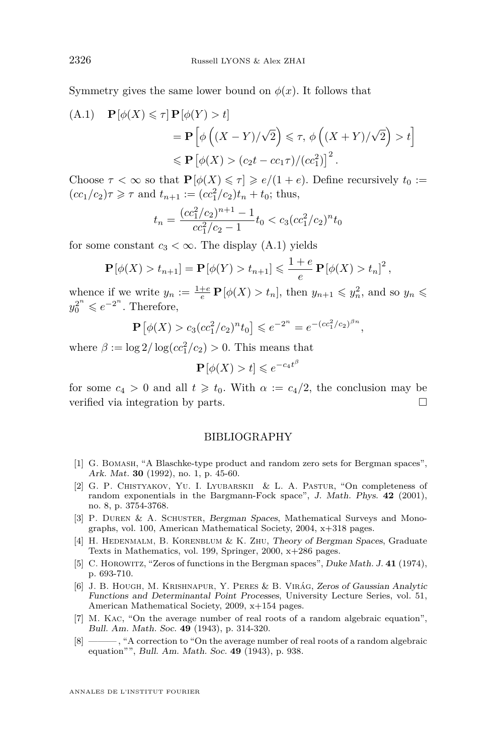Symmetry gives the same lower bound on $\phi(x)$. It follows that

$$\text{(A.1)} \quad \mathbf{P}[\phi(X) \leqslant \tau]\,\mathbf{P}[\phi(Y) > t] = \mathbf{P}\left[\phi\left((X-Y)/\sqrt{2}\right) \leqslant \tau,\ \phi\left((X+Y)/\sqrt{2}\right) > t\right] \leqslant \mathbf{P}\left[\phi(X) > (c_2 t - c c_1 \tau)/(c c_1^2)\right]^2.$$

Choose $\tau < \infty$ so that $\mathbf{P}[\phi(X) \leqslant \tau] \geqslant e/(1+e)$. Define recursively $t_0 := (cc_1/c_2)\tau \geqslant \tau$ and $t_{n+1} := (cc_1^2/c_2)t_n + t_0$; thus,

$$t_n = \frac{(cc_1^2/c_2)^{n+1} - 1}{cc_1^2/c_2 - 1} t_0 < c_3 (cc_1^2/c_2)^n t_0$$

for some constant $c_3 < \infty$. The display (A.1) yields

$$\mathbf{P}[\phi(X) > t_{n+1}] = \mathbf{P}[\phi(Y) > t_{n+1}] \leqslant \frac{1+e}{e}\,\mathbf{P}[\phi(X) > t_n]^2,$$

whence if we write $y_n := \frac{1+e}{e}\mathbf{P}[\phi(X) > t_n]$, then $y_{n+1} \leqslant y_n^2$, and so $y_n \leqslant y_0^{2^n} \leqslant e^{-2^n}$. Therefore,

$$\mathbf{P}\left[\phi(X) > c_3 (cc_1^2/c_2)^n t_0\right] \leqslant e^{-2^n} = e^{-(cc_1^2/c_2)^{\beta n}},$$

where $\beta := \log 2/\log(cc_1^2/c_2) > 0$. This means that

$$\mathbf{P}[\phi(X) > t] \leqslant e^{-c_4 t^\beta}$$

for some $c_4 > 0$ and all $t \geqslant t_0$. With $\alpha := c_4/2$, the conclusion may be verified via integration by parts. □

## BIBLIOGRAPHY

[1] G. Bomash, "A Blaschke-type product and random zero sets for Bergman spaces", *Ark. Mat.* **30** (1992), no. 1, p. 45-60.

[2] G. P. Chistyakov, Yu. I. Lyubarskii & L. A. Pastur, "On completeness of random exponentials in the Bargmann-Fock space", *J. Math. Phys.* **42** (2001), no. 8, p. 3754-3768.

[3] P. Duren & A. Schuster, *Bergman Spaces*, Mathematical Surveys and Monographs, vol. 100, American Mathematical Society, 2004, x+318 pages.

[4] H. Hedenmalm, B. Korenblum & K. Zhu, *Theory of Bergman Spaces*, Graduate Texts in Mathematics, vol. 199, Springer, 2000, x+286 pages.

[5] C. Horowitz, "Zeros of functions in the Bergman spaces", *Duke Math. J.* **41** (1974), p. 693-710.

[6] J. B. Hough, M. Krishnapur, Y. Peres & B. Virág, *Zeros of Gaussian Analytic Functions and Determinantal Point Processes*, University Lecture Series, vol. 51, American Mathematical Society, 2009, x+154 pages.

[7] M. Kac, "On the average number of real roots of a random algebraic equation", *Bull. Am. Math. Soc.* **49** (1943), p. 314-320.

[8] ———, "A correction to "On the average number of real roots of a random algebraic equation"", *Bull. Am. Math. Soc.* **49** (1943), p. 938.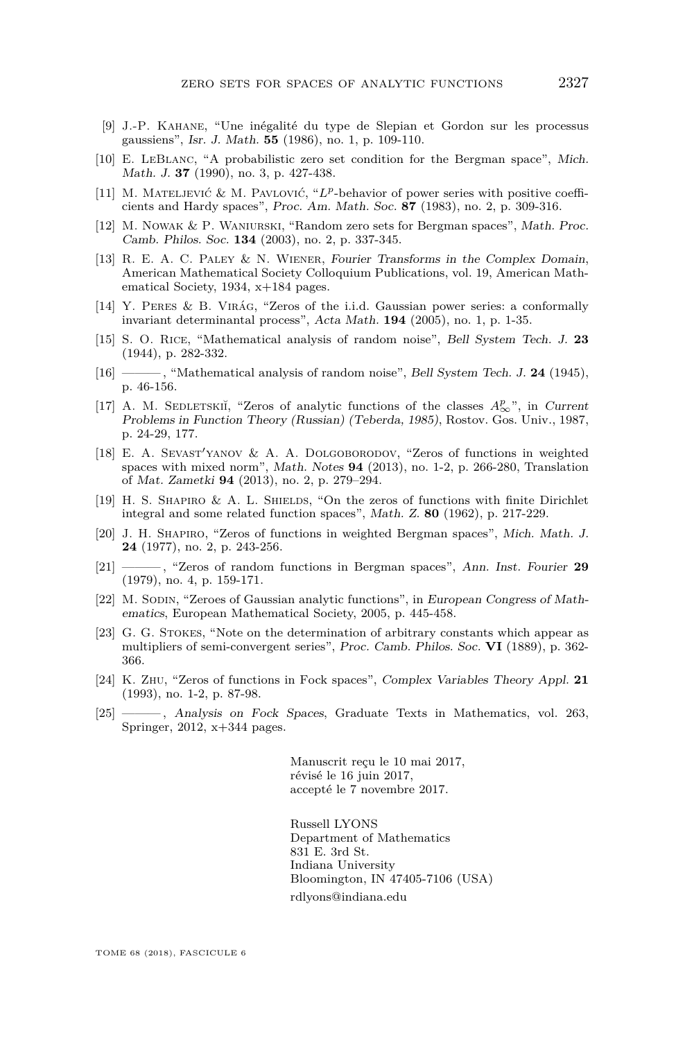[9] J.-P. Kahane, "Une inégalité du type de Slepian et Gordon sur les processus gaussiens", *Isr. J. Math.* **55** (1986), no. 1, p. 109-110.

[10] E. LeBlanc, "A probabilistic zero set condition for the Bergman space", *Mich. Math. J.* **37** (1990), no. 3, p. 427-438.

[11] M. Mateljević & M. Pavlović, "$L^p$-behavior of power series with positive coefficients and Hardy spaces", *Proc. Am. Math. Soc.* **87** (1983), no. 2, p. 309-316.

[12] M. Nowak & P. Waniurski, "Random zero sets for Bergman spaces", *Math. Proc. Camb. Philos. Soc.* **134** (2003), no. 2, p. 337-345.

[13] R. E. A. C. Paley & N. Wiener, *Fourier Transforms in the Complex Domain*, American Mathematical Society Colloquium Publications, vol. 19, American Mathematical Society, 1934, x+184 pages.

[14] Y. Peres & B. Virág, "Zeros of the i.i.d. Gaussian power series: a conformally invariant determinantal process", *Acta Math.* **194** (2005), no. 1, p. 1-35.

[15] S. O. Rice, "Mathematical analysis of random noise", *Bell System Tech. J.* **23** (1944), p. 282-332.

[16] ———, "Mathematical analysis of random noise", *Bell System Tech. J.* **24** (1945), p. 46-156.

[17] A. M. Sedletskiĭ, "Zeros of analytic functions of the classes $A^p_\infty$", in *Current Problems in Function Theory (Russian) (Teberda, 1985)*, Rostov. Gos. Univ., 1987, p. 24-29, 177.

[18] E. A. Sevast′yanov & A. A. Dolgoborodov, "Zeros of functions in weighted spaces with mixed norm", *Math. Notes* **94** (2013), no. 1-2, p. 266-280, Translation of *Mat. Zametki* **94** (2013), no. 2, p. 279–294.

[19] H. S. Shapiro & A. L. Shields, "On the zeros of functions with finite Dirichlet integral and some related function spaces", *Math. Z.* **80** (1962), p. 217-229.

[20] J. H. Shapiro, "Zeros of functions in weighted Bergman spaces", *Mich. Math. J.* **24** (1977), no. 2, p. 243-256.

[21] ———, "Zeros of random functions in Bergman spaces", *Ann. Inst. Fourier* **29** (1979), no. 4, p. 159-171.

[22] M. Sodin, "Zeroes of Gaussian analytic functions", in *European Congress of Mathematics*, European Mathematical Society, 2005, p. 445-458.

[23] G. G. Stokes, "Note on the determination of arbitrary constants which appear as multipliers of semi-convergent series", *Proc. Camb. Philos. Soc.* **VI** (1889), p. 362-366.

[24] K. Zhu, "Zeros of functions in Fock spaces", *Complex Variables Theory Appl.* **21** (1993), no. 1-2, p. 87-98.

[25] ———, *Analysis on Fock Spaces*, Graduate Texts in Mathematics, vol. 263, Springer, 2012, x+344 pages.

Manuscrit reçu le 10 mai 2017,
révisé le 16 juin 2017,
accepté le 7 novembre 2017.

Russell LYONS
Department of Mathematics
831 E. 3rd St.
Indiana University
Bloomington, IN 47405-7106 (USA)
rdlyons@indiana.edu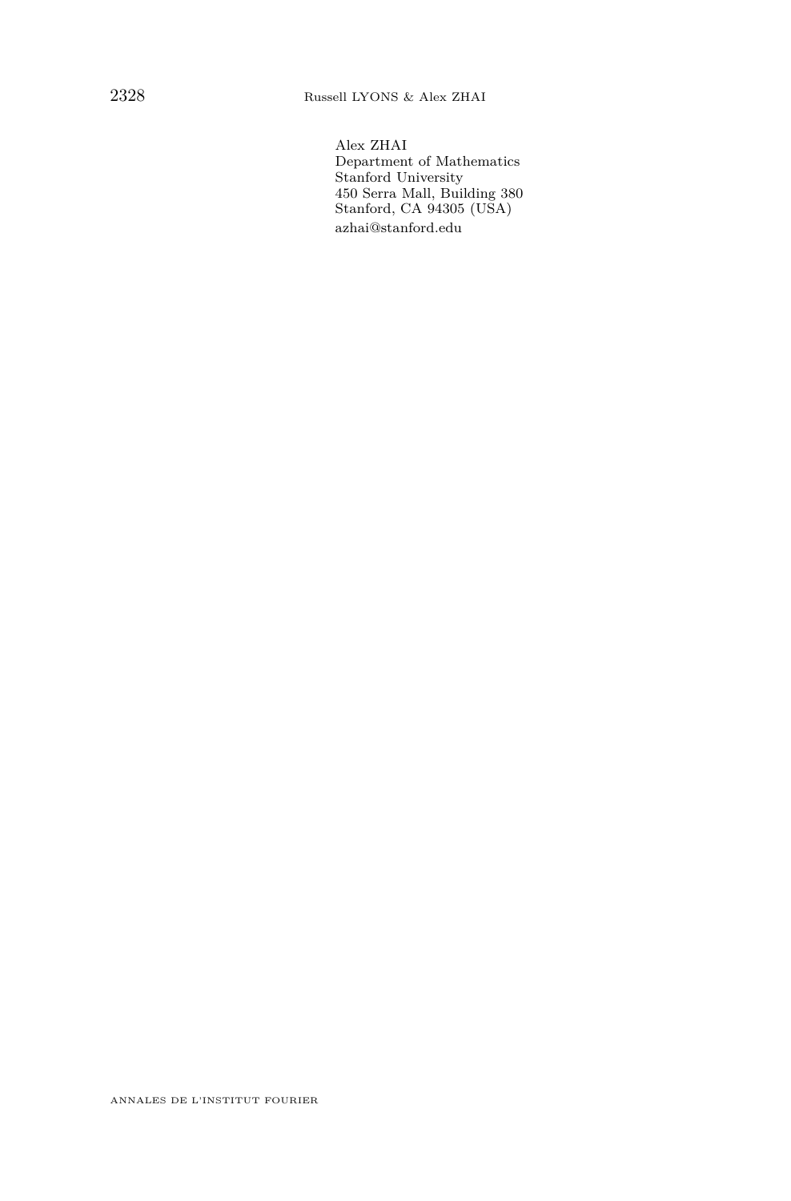Alex ZHAI
Department of Mathematics
Stanford University
450 Serra Mall, Building 380
Stanford, CA 94305 (USA)
azhai@stanford.edu